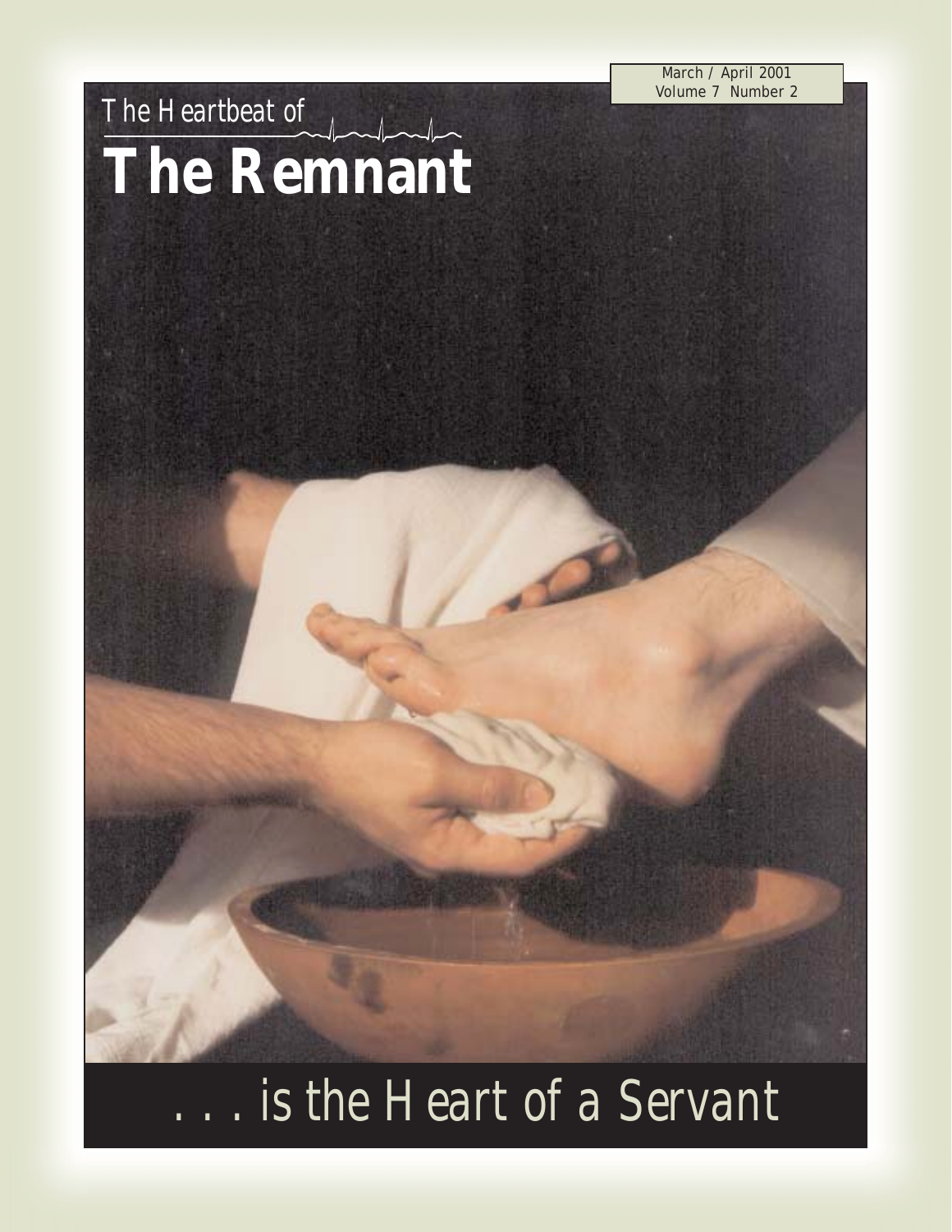March / April 2001
Volume 7 Number 2

The Heartbeat of

# The Remnant

. . . is the Heart of a Servant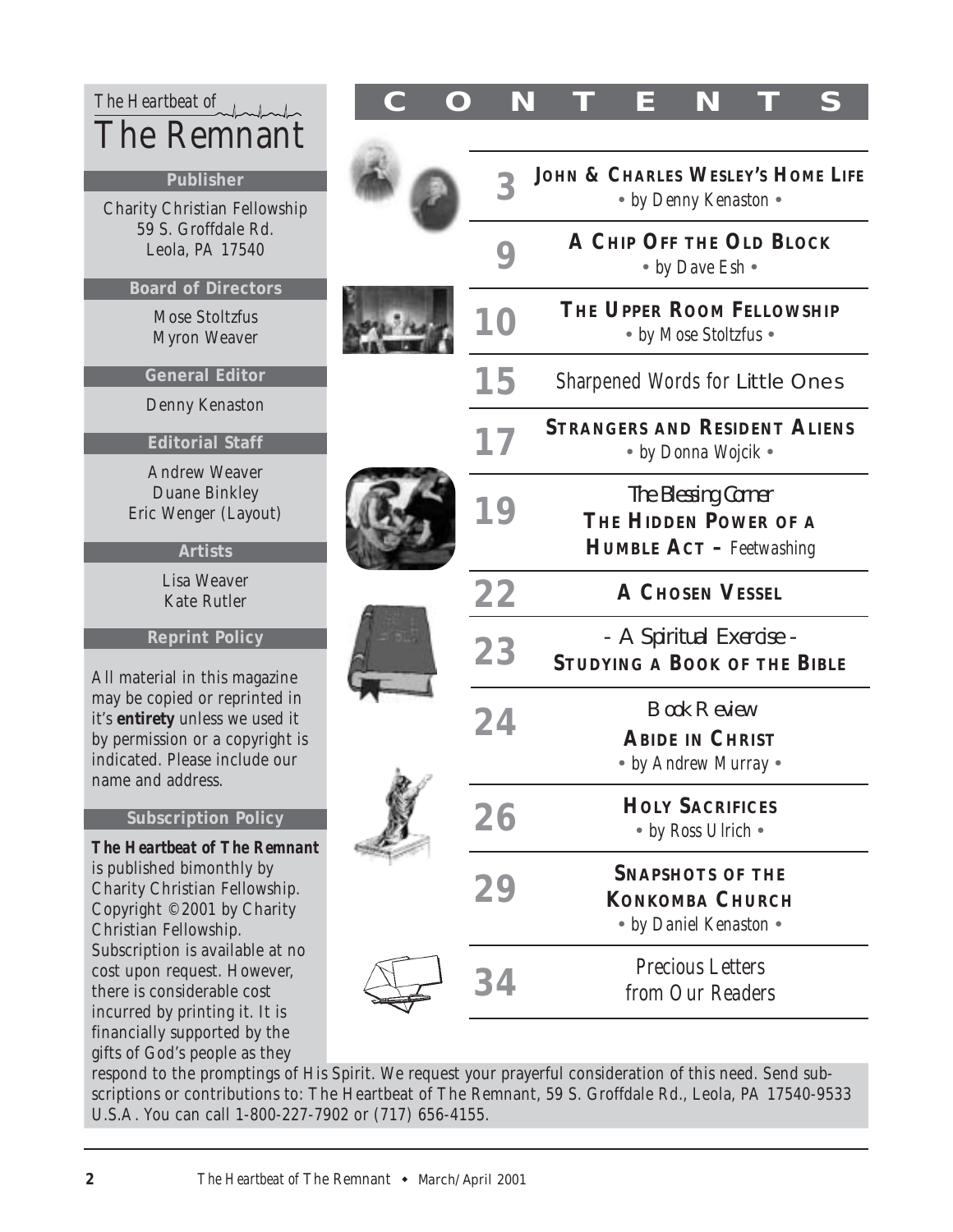# The Heartbeat of The Remnant

## Publisher

Charity Christian Fellowship
59 S. Groffdale Rd.
Leola, PA 17540

## Board of Directors

Mose Stoltzfus
Myron Weaver

## General Editor

Denny Kenaston

## Editorial Staff

Andrew Weaver
Duane Binkley
Eric Wenger (Layout)

## Artists

Lisa Weaver
Kate Rutler

## Reprint Policy

All material in this magazine may be copied or reprinted in it's **entirety** unless we used it by permission or a copyright is indicated. Please include our name and address.

## Subscription Policy

***The Heartbeat of The Remnant*** is published bimonthly by Charity Christian Fellowship. Copyright ©2001 by Charity Christian Fellowship. Subscription is available at no cost upon request. However, there is considerable cost incurred by printing it. It is financially supported by the gifts of God's people as they respond to the promptings of His Spirit. We request your prayerful consideration of this need. Send subscriptions or contributions to: The Heartbeat of The Remnant, 59 S. Groffdale Rd., Leola, PA 17540-9533 U.S.A. You can call 1-800-227-7902 or (717) 656-4155.

# CONTENTS

| Page | Article |
|---|---|
| 3 | **John & Charles Wesley's Home Life** • by Denny Kenaston • |
| 9 | **A Chip Off the Old Block** • by Dave Esh • |
| 10 | **The Upper Room Fellowship** • by Mose Stoltzfus • |
| 15 | Sharpened Words for Little Ones |
| 17 | **Strangers and Resident Aliens** • by Donna Wojcik • |
| 19 | *The Blessing Corner* **The Hidden Power of a Humble Act –** Feetwashing |
| 22 | **A Chosen Vessel** |
| 23 | *- A Spiritual Exercise -* **Studying a Book of the Bible** |
| 24 | *Book Review* **Abide in Christ** • by Andrew Murray • |
| 26 | **Holy Sacrifices** • by Ross Ulrich • |
| 29 | **Snapshots of the Konkomba Church** • by Daniel Kenaston • |
| 34 | Precious Letters from Our Readers |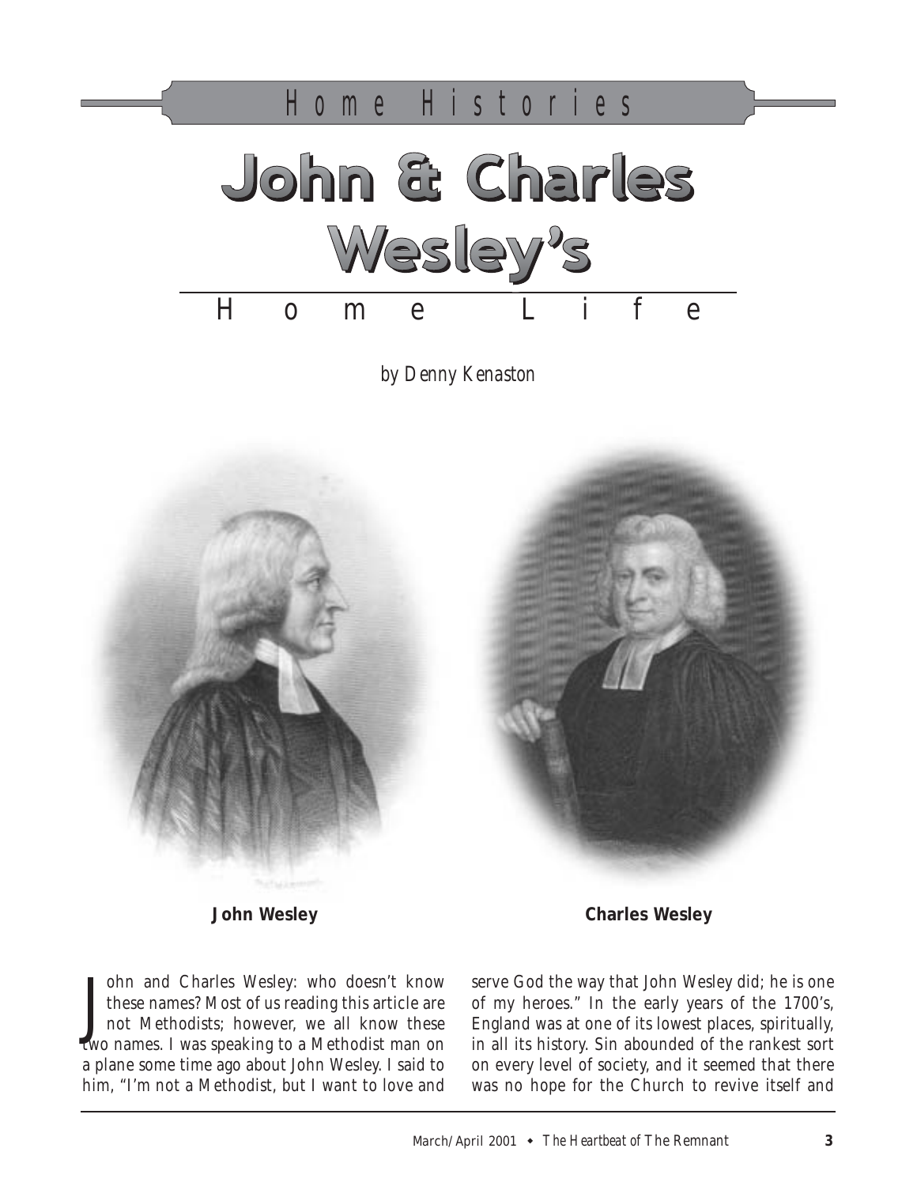Home Histories

# John & Charles Wesley's Home Life

*by Denny Kenaston*

**John Wesley**

**Charles Wesley**

John and Charles Wesley: who doesn't know these names? Most of us reading this article are not Methodists; however, we all know these two names. I was speaking to a Methodist man on a plane some time ago about John Wesley. I said to him, "I'm not a Methodist, but I want to love and serve God the way that John Wesley did; he is one of my heroes." In the early years of the 1700's, England was at one of its lowest places, spiritually, in all its history. Sin abounded of the rankest sort on every level of society, and it seemed that there was no hope for the Church to revive itself and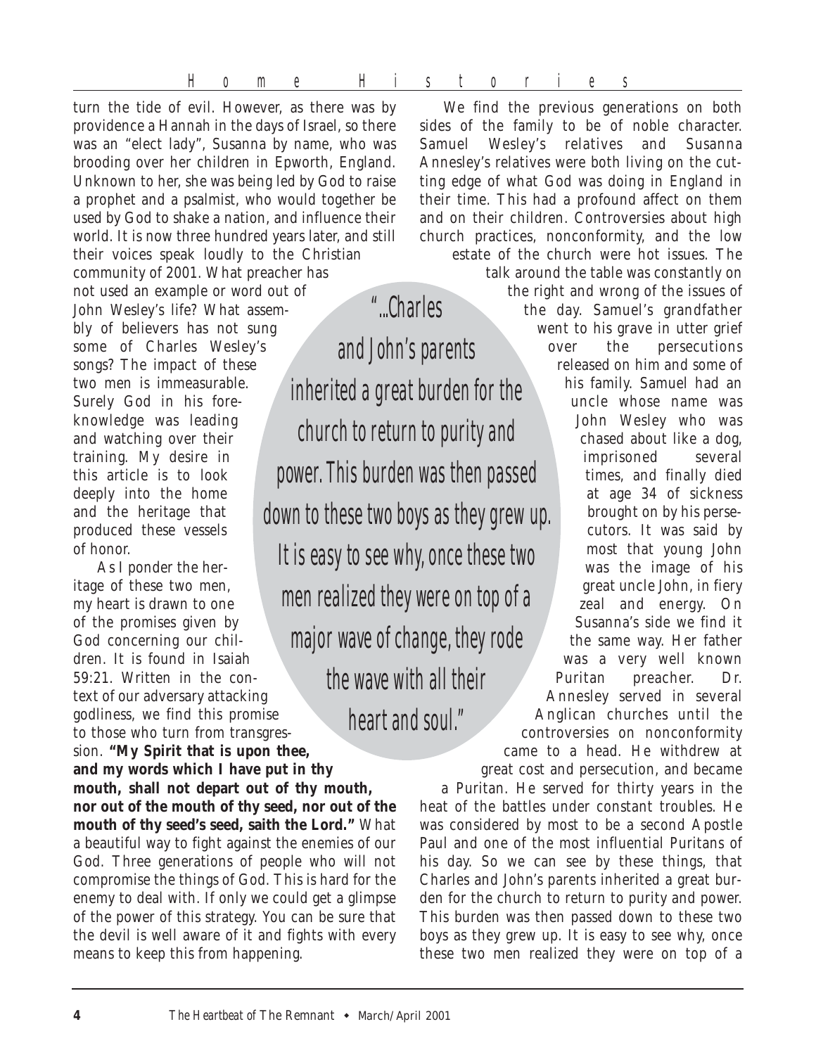turn the tide of evil. However, as there was by providence a Hannah in the days of Israel, so there was an "elect lady", Susanna by name, who was brooding over her children in Epworth, England. Unknown to her, she was being led by God to raise a prophet and a psalmist, who would together be used by God to shake a nation, and influence their world. It is now three hundred years later, and still their voices speak loudly to the Christian community of 2001. What preacher has not used an example or word out of John Wesley's life? What assembly of believers has not sung some of Charles Wesley's songs? The impact of these two men is immeasurable. Surely God in his foreknowledge was leading and watching over their training. My desire in this article is to look deeply into the home and the heritage that produced these vessels of honor.

As I ponder the heritage of these two men, my heart is drawn to one of the promises given by God concerning our children. It is found in Isaiah 59:21. Written in the context of our adversary attacking godliness, we find this promise to those who turn from transgression. **"My Spirit that is upon thee, and my words which I have put in thy mouth, shall not depart out of thy mouth, nor out of the mouth of thy seed, nor out of the mouth of thy seed's seed, saith the Lord."** What a beautiful way to fight against the enemies of our God. Three generations of people who will not compromise the things of God. This is hard for the enemy to deal with. If only we could get a glimpse of the power of this strategy. You can be sure that the devil is well aware of it and fights with every means to keep this from happening.

> "...Charles and John's parents inherited a great burden for the church to return to purity and power. This burden was then passed down to these two boys as they grew up. It is easy to see why, once these two men realized they were on top of a major wave of change, they rode the wave with all their heart and soul."

We find the previous generations on both sides of the family to be of noble character. Samuel Wesley's relatives and Susanna Annesley's relatives were both living on the cutting edge of what God was doing in England in their time. This had a profound affect on them and on their children. Controversies about high church practices, nonconformity, and the low estate of the church were hot issues. The talk around the table was constantly on the right and wrong of the issues of the day. Samuel's grandfather went to his grave in utter grief over the persecutions released on him and some of his family. Samuel had an uncle whose name was John Wesley who was chased about like a dog, imprisoned several times, and finally died at age 34 of sickness brought on by his persecutors. It was said by most that young John was the image of his great uncle John, in fiery zeal and energy. On Susanna's side we find it the same way. Her father was a very well known Puritan preacher. Dr. Annesley served in several Anglican churches until the controversies on nonconformity came to a head. He withdrew at great cost and persecution, and became a Puritan. He served for thirty years in the heat of the battles under constant troubles. He was considered by most to be a second Apostle Paul and one of the most influential Puritans of his day. So we can see by these things, that Charles and John's parents inherited a great burden for the church to return to purity and power. This burden was then passed down to these two boys as they grew up. It is easy to see why, once these two men realized they were on top of a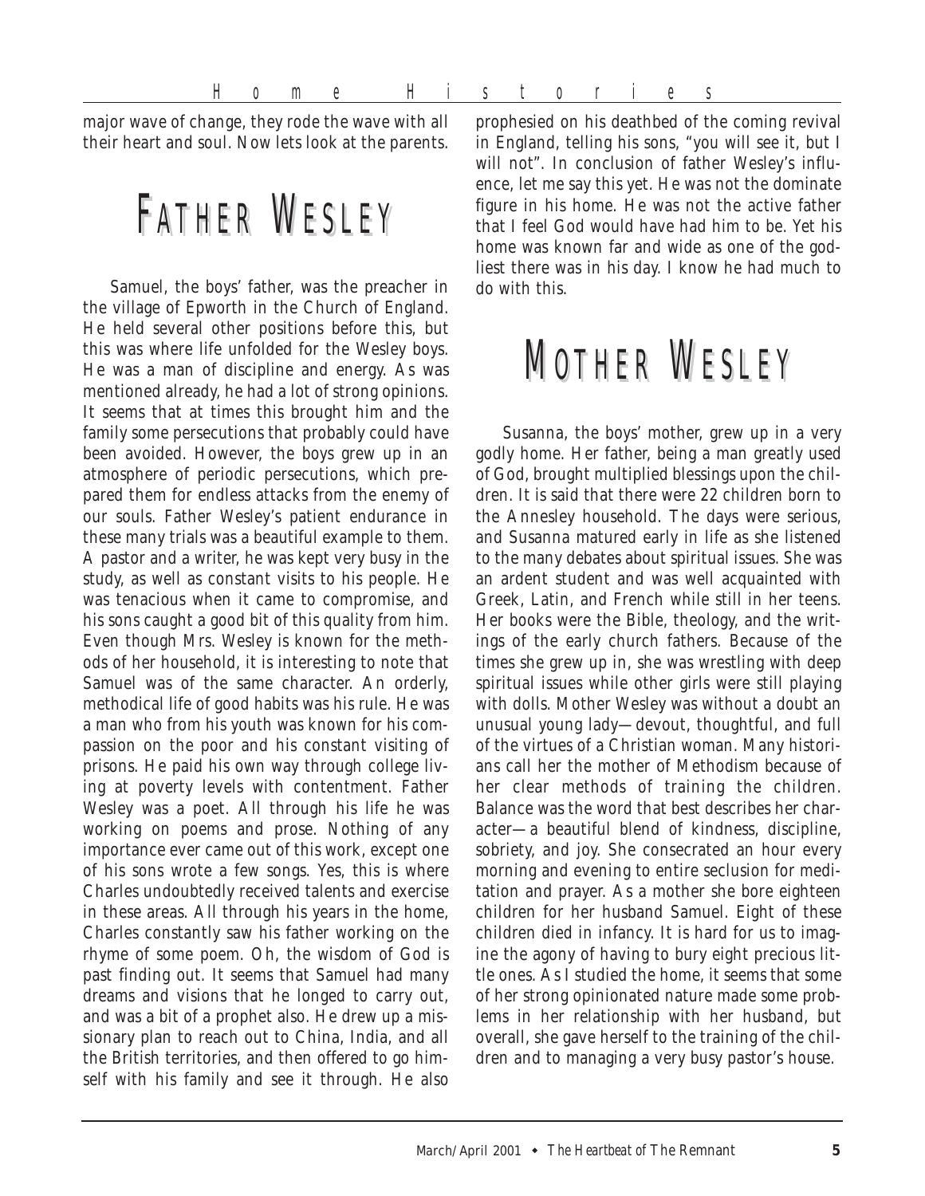major wave of change, they rode the wave with all their heart and soul. Now lets look at the parents.

## FATHER WESLEY

Samuel, the boys' father, was the preacher in the village of Epworth in the Church of England. He held several other positions before this, but this was where life unfolded for the Wesley boys. He was a man of discipline and energy. As was mentioned already, he had a lot of strong opinions. It seems that at times this brought him and the family some persecutions that probably could have been avoided. However, the boys grew up in an atmosphere of periodic persecutions, which prepared them for endless attacks from the enemy of our souls. Father Wesley's patient endurance in these many trials was a beautiful example to them. A pastor and a writer, he was kept very busy in the study, as well as constant visits to his people. He was tenacious when it came to compromise, and his sons caught a good bit of this quality from him. Even though Mrs. Wesley is known for the methods of her household, it is interesting to note that Samuel was of the same character. An orderly, methodical life of good habits was his rule. He was a man who from his youth was known for his compassion on the poor and his constant visiting of prisons. He paid his own way through college living at poverty levels with contentment. Father Wesley was a poet. All through his life he was working on poems and prose. Nothing of any importance ever came out of this work, except one of his sons wrote a few songs. Yes, this is where Charles undoubtedly received talents and exercise in these areas. All through his years in the home, Charles constantly saw his father working on the rhyme of some poem. Oh, the wisdom of God is past finding out. It seems that Samuel had many dreams and visions that he longed to carry out, and was a bit of a prophet also. He drew up a missionary plan to reach out to China, India, and all the British territories, and then offered to go himself with his family and see it through. He also prophesied on his deathbed of the coming revival in England, telling his sons, "you will see it, but I will not". In conclusion of father Wesley's influence, let me say this yet. He was not the dominate figure in his home. He was not the active father that I feel God would have had him to be. Yet his home was known far and wide as one of the godliest there was in his day. I know he had much to do with this.

## MOTHER WESLEY

Susanna, the boys' mother, grew up in a very godly home. Her father, being a man greatly used of God, brought multiplied blessings upon the children. It is said that there were 22 children born to the Annesley household. The days were serious, and Susanna matured early in life as she listened to the many debates about spiritual issues. She was an ardent student and was well acquainted with Greek, Latin, and French while still in her teens. Her books were the Bible, theology, and the writings of the early church fathers. Because of the times she grew up in, she was wrestling with deep spiritual issues while other girls were still playing with dolls. Mother Wesley was without a doubt an unusual young lady—devout, thoughtful, and full of the virtues of a Christian woman. Many historians call her the mother of Methodism because of her clear methods of training the children. Balance was the word that best describes her character—a beautiful blend of kindness, discipline, sobriety, and joy. She consecrated an hour every morning and evening to entire seclusion for meditation and prayer. As a mother she bore eighteen children for her husband Samuel. Eight of these children died in infancy. It is hard for us to imagine the agony of having to bury eight precious little ones. As I studied the home, it seems that some of her strong opinionated nature made some problems in her relationship with her husband, but overall, she gave herself to the training of the children and to managing a very busy pastor's house.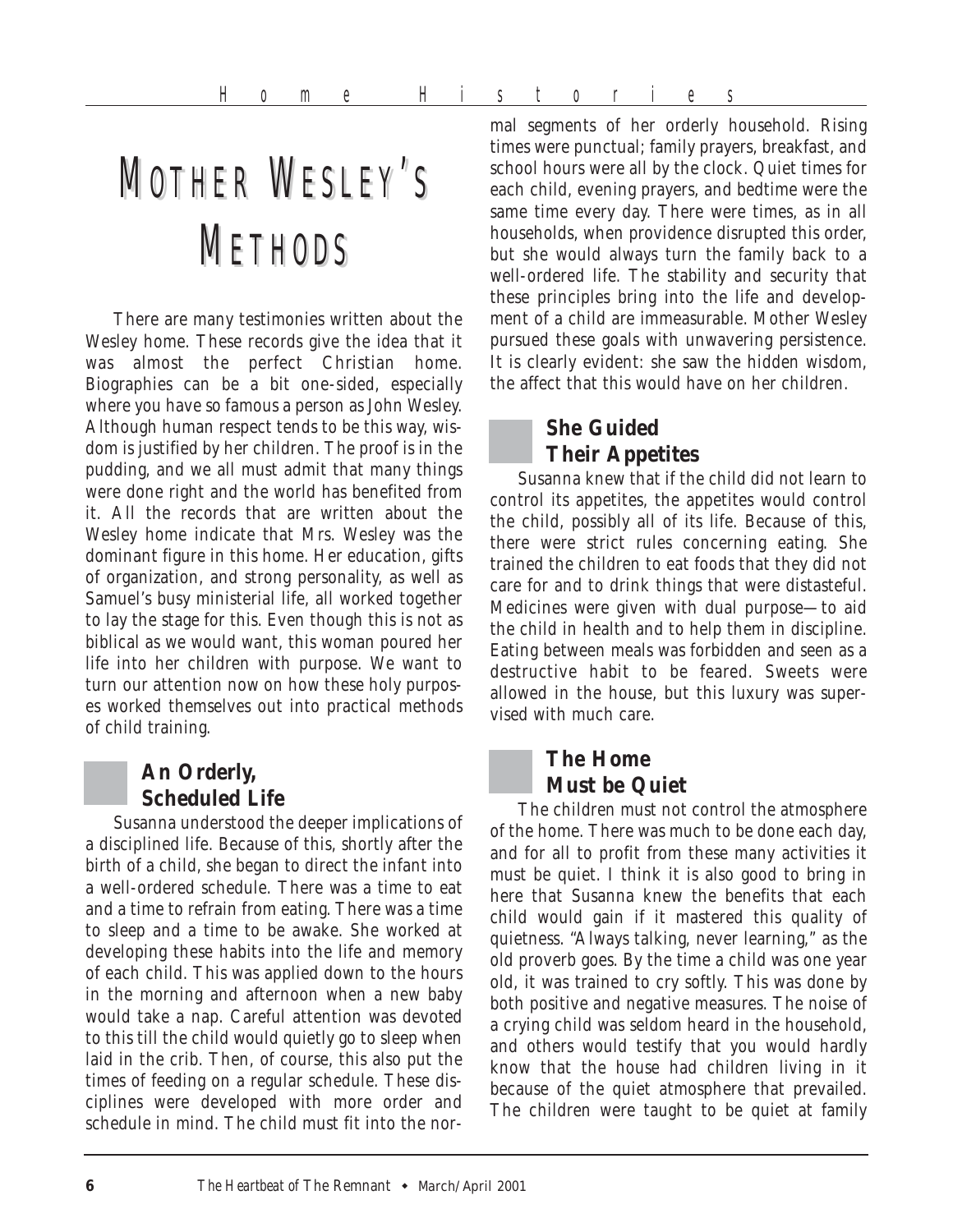# Mother Wesley's Methods

There are many testimonies written about the Wesley home. These records give the idea that it was almost the perfect Christian home. Biographies can be a bit one-sided, especially where you have so famous a person as John Wesley. Although human respect tends to be this way, wisdom is justified by her children. The proof is in the pudding, and we all must admit that many things were done right and the world has benefited from it. All the records that are written about the Wesley home indicate that Mrs. Wesley was the dominant figure in this home. Her education, gifts of organization, and strong personality, as well as Samuel's busy ministerial life, all worked together to lay the stage for this. Even though this is not as biblical as we would want, this woman poured her life into her children with purpose. We want to turn our attention now on how these holy purposes worked themselves out into practical methods of child training.

## An Orderly, Scheduled Life

Susanna understood the deeper implications of a disciplined life. Because of this, shortly after the birth of a child, she began to direct the infant into a well-ordered schedule. There was a time to eat and a time to refrain from eating. There was a time to sleep and a time to be awake. She worked at developing these habits into the life and memory of each child. This was applied down to the hours in the morning and afternoon when a new baby would take a nap. Careful attention was devoted to this till the child would quietly go to sleep when laid in the crib. Then, of course, this also put the times of feeding on a regular schedule. These disciplines were developed with more order and schedule in mind. The child must fit into the normal segments of her orderly household. Rising times were punctual; family prayers, breakfast, and school hours were all by the clock. Quiet times for each child, evening prayers, and bedtime were the same time every day. There were times, as in all households, when providence disrupted this order, but she would always turn the family back to a well-ordered life. The stability and security that these principles bring into the life and development of a child are immeasurable. Mother Wesley pursued these goals with unwavering persistence. It is clearly evident: she saw the hidden wisdom, the affect that this would have on her children.

## She Guided Their Appetites

Susanna knew that if the child did not learn to control its appetites, the appetites would control the child, possibly all of its life. Because of this, there were strict rules concerning eating. She trained the children to eat foods that they did not care for and to drink things that were distasteful. Medicines were given with dual purpose—to aid the child in health and to help them in discipline. Eating between meals was forbidden and seen as a destructive habit to be feared. Sweets were allowed in the house, but this luxury was supervised with much care.

## The Home Must be Quiet

The children must not control the atmosphere of the home. There was much to be done each day, and for all to profit from these many activities it must be quiet. I think it is also good to bring in here that Susanna knew the benefits that each child would gain if it mastered this quality of quietness. "Always talking, never learning," as the old proverb goes. By the time a child was one year old, it was trained to cry softly. This was done by both positive and negative measures. The noise of a crying child was seldom heard in the household, and others would testify that you would hardly know that the house had children living in it because of the quiet atmosphere that prevailed. The children were taught to be quiet at family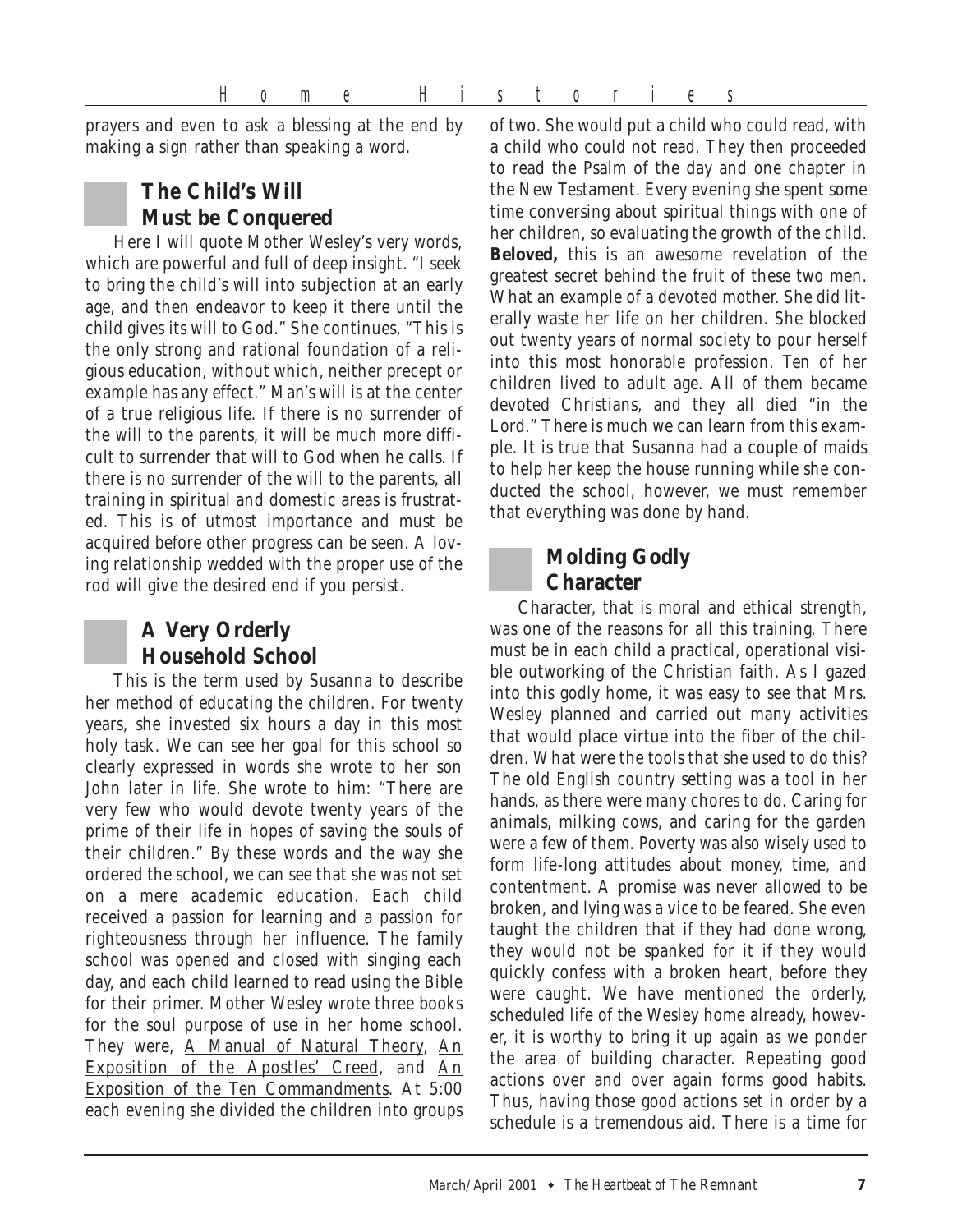prayers and even to ask a blessing at the end by making a sign rather than speaking a word.

## The Child's Will Must be Conquered

Here I will quote Mother Wesley's very words, which are powerful and full of deep insight. "I seek to bring the child's will into subjection at an early age, and then endeavor to keep it there until the child gives its will to God." She continues, "This is the only strong and rational foundation of a religious education, without which, neither precept or example has any effect." Man's will is at the center of a true religious life. If there is no surrender of the will to the parents, it will be much more difficult to surrender that will to God when he calls. If there is no surrender of the will to the parents, all training in spiritual and domestic areas is frustrated. This is of utmost importance and must be acquired before other progress can be seen. A loving relationship wedded with the proper use of the rod will give the desired end if you persist.

## A Very Orderly Household School

This is the term used by Susanna to describe her method of educating the children. For twenty years, she invested six hours a day in this most holy task. We can see her goal for this school so clearly expressed in words she wrote to her son John later in life. She wrote to him: "There are very few who would devote twenty years of the prime of their life in hopes of saving the souls of their children." By these words and the way she ordered the school, we can see that she was not set on a mere academic education. Each child received a passion for learning and a passion for righteousness through her influence. The family school was opened and closed with singing each day, and each child learned to read using the Bible for their primer. Mother Wesley wrote three books for the soul purpose of use in her home school. They were, <u>A Manual of Natural Theory</u>, <u>An Exposition of the Apostles' Creed</u>, and <u>An Exposition of the Ten Commandments</u>. At 5:00 each evening she divided the children into groups of two. She would put a child who could read, with a child who could not read. They then proceeded to read the Psalm of the day and one chapter in the New Testament. Every evening she spent some time conversing about spiritual things with one of her children, so evaluating the growth of the child. **Beloved,** this is an awesome revelation of the greatest secret behind the fruit of these two men. What an example of a devoted mother. She did literally waste her life on her children. She blocked out twenty years of normal society to pour herself into this most honorable profession. Ten of her children lived to adult age. All of them became devoted Christians, and they all died "in the Lord." There is much we can learn from this example. It is true that Susanna had a couple of maids to help her keep the house running while she conducted the school, however, we must remember that everything was done by hand.

## Molding Godly Character

Character, that is moral and ethical strength, was one of the reasons for all this training. There must be in each child a practical, operational visible outworking of the Christian faith. As I gazed into this godly home, it was easy to see that Mrs. Wesley planned and carried out many activities that would place virtue into the fiber of the children. What were the tools that she used to do this? The old English country setting was a tool in her hands, as there were many chores to do. Caring for animals, milking cows, and caring for the garden were a few of them. Poverty was also wisely used to form life-long attitudes about money, time, and contentment. A promise was never allowed to be broken, and lying was a vice to be feared. She even taught the children that if they had done wrong, they would not be spanked for it if they would quickly confess with a broken heart, before they were caught. We have mentioned the orderly, scheduled life of the Wesley home already, however, it is worthy to bring it up again as we ponder the area of building character. Repeating good actions over and over again forms good habits. Thus, having those good actions set in order by a schedule is a tremendous aid. There is a time for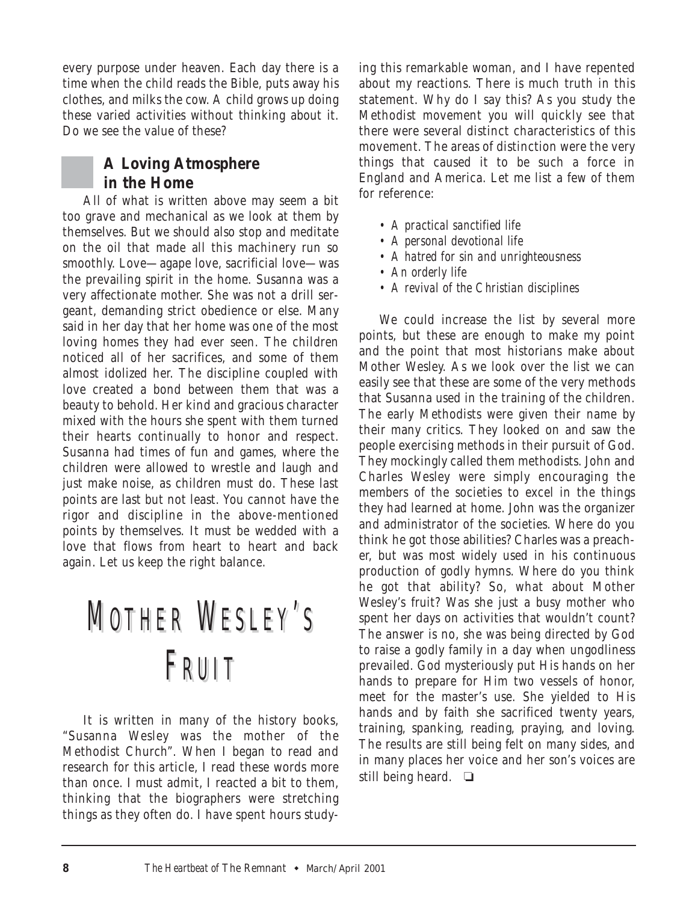every purpose under heaven. Each day there is a time when the child reads the Bible, puts away his clothes, and milks the cow. A child grows up doing these varied activities without thinking about it. Do we see the value of these?

### A Loving Atmosphere in the Home

All of what is written above may seem a bit too grave and mechanical as we look at them by themselves. But we should also stop and meditate on the oil that made all this machinery run so smoothly. Love—agape love, sacrificial love—was the prevailing spirit in the home. Susanna was a very affectionate mother. She was not a drill sergeant, demanding strict obedience or else. Many said in her day that her home was one of the most loving homes they had ever seen. The children noticed all of her sacrifices, and some of them almost idolized her. The discipline coupled with love created a bond between them that was a beauty to behold. Her kind and gracious character mixed with the hours she spent with them turned their hearts continually to honor and respect. Susanna had times of fun and games, where the children were allowed to wrestle and laugh and just make noise, as children must do. These last points are last but not least. You cannot have the rigor and discipline in the above-mentioned points by themselves. It must be wedded with a love that flows from heart to heart and back again. Let us keep the right balance.

## Mother Wesley's Fruit

It is written in many of the history books, "Susanna Wesley was the mother of the Methodist Church". When I began to read and research for this article, I read these words more than once. I must admit, I reacted a bit to them, thinking that the biographers were stretching things as they often do. I have spent hours studying this remarkable woman, and I have repented about my reactions. There is much truth in this statement. Why do I say this? As you study the Methodist movement you will quickly see that there were several distinct characteristics of this movement. The areas of distinction were the very things that caused it to be such a force in England and America. Let me list a few of them for reference:

- *A practical sanctified life*
- *A personal devotional life*
- *A hatred for sin and unrighteousness*
- *An orderly life*
- *A revival of the Christian disciplines*

We could increase the list by several more points, but these are enough to make my point and the point that most historians make about Mother Wesley. As we look over the list we can easily see that these are some of the very methods that Susanna used in the training of the children. The early Methodists were given their name by their many critics. They looked on and saw the people exercising methods in their pursuit of God. They mockingly called them methodists. John and Charles Wesley were simply encouraging the members of the societies to excel in the things they had learned at home. John was the organizer and administrator of the societies. Where do you think he got those abilities? Charles was a preacher, but was most widely used in his continuous production of godly hymns. Where do you think he got that ability? So, what about Mother Wesley's fruit? Was she just a busy mother who spent her days on activities that wouldn't count? The answer is no, she was being directed by God to raise a godly family in a day when ungodliness prevailed. God mysteriously put His hands on her hands to prepare for Him two vessels of honor, meet for the master's use. She yielded to His hands and by faith she sacrificed twenty years, training, spanking, reading, praying, and loving. The results are still being felt on many sides, and in many places her voice and her son's voices are still being heard. ❑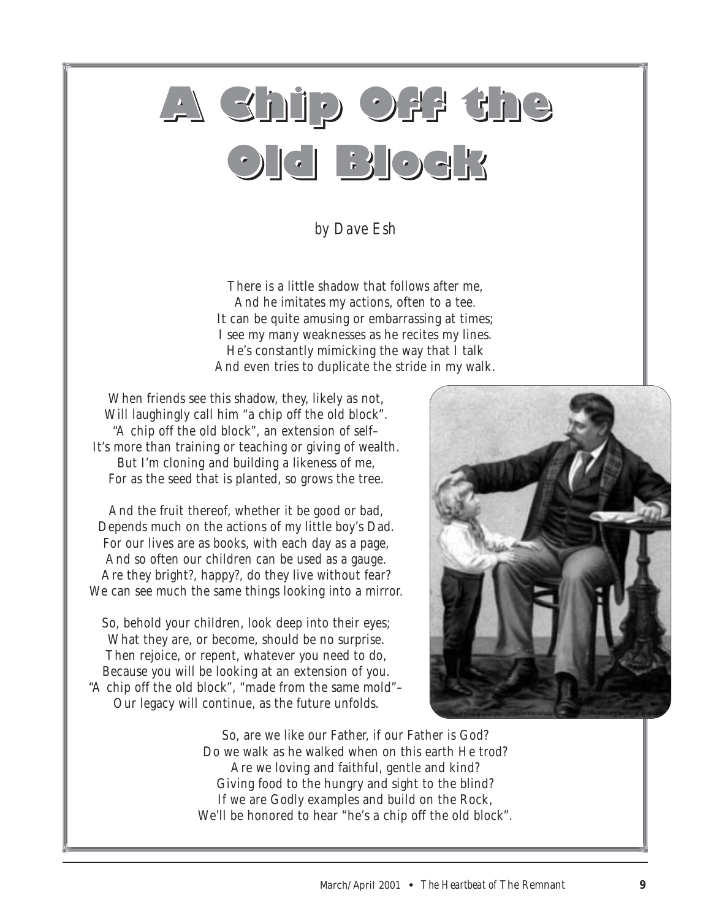# A Chip Off the Old Block

by Dave Esh

There is a little shadow that follows after me,
And he imitates my actions, often to a tee.
It can be quite amusing or embarrassing at times;
I see my many weaknesses as he recites my lines.
He's constantly mimicking the way that I talk
And even tries to duplicate the stride in my walk.

When friends see this shadow, they, likely as not,
Will laughingly call him "a chip off the old block".
"A chip off the old block", an extension of self–
It's more than training or teaching or giving of wealth.
But I'm cloning and building a likeness of me,
For as the seed that is planted, so grows the tree.

And the fruit thereof, whether it be good or bad,
Depends much on the actions of my little boy's Dad.
For our lives are as books, with each day as a page,
And so often our children can be used as a gauge.
Are they bright?, happy?, do they live without fear?
We can see much the same things looking into a mirror.

So, behold your children, look deep into their eyes;
What they are, or become, should be no surprise.
Then rejoice, or repent, whatever you need to do,
Because you will be looking at an extension of you.
"A chip off the old block", "made from the same mold"–
Our legacy will continue, as the future unfolds.

So, are we like our Father, if our Father is God?
Do we walk as he walked when on this earth He trod?
Are we loving and faithful, gentle and kind?
Giving food to the hungry and sight to the blind?
If we are Godly examples and build on the Rock,
We'll be honored to hear "he's a chip off the old block".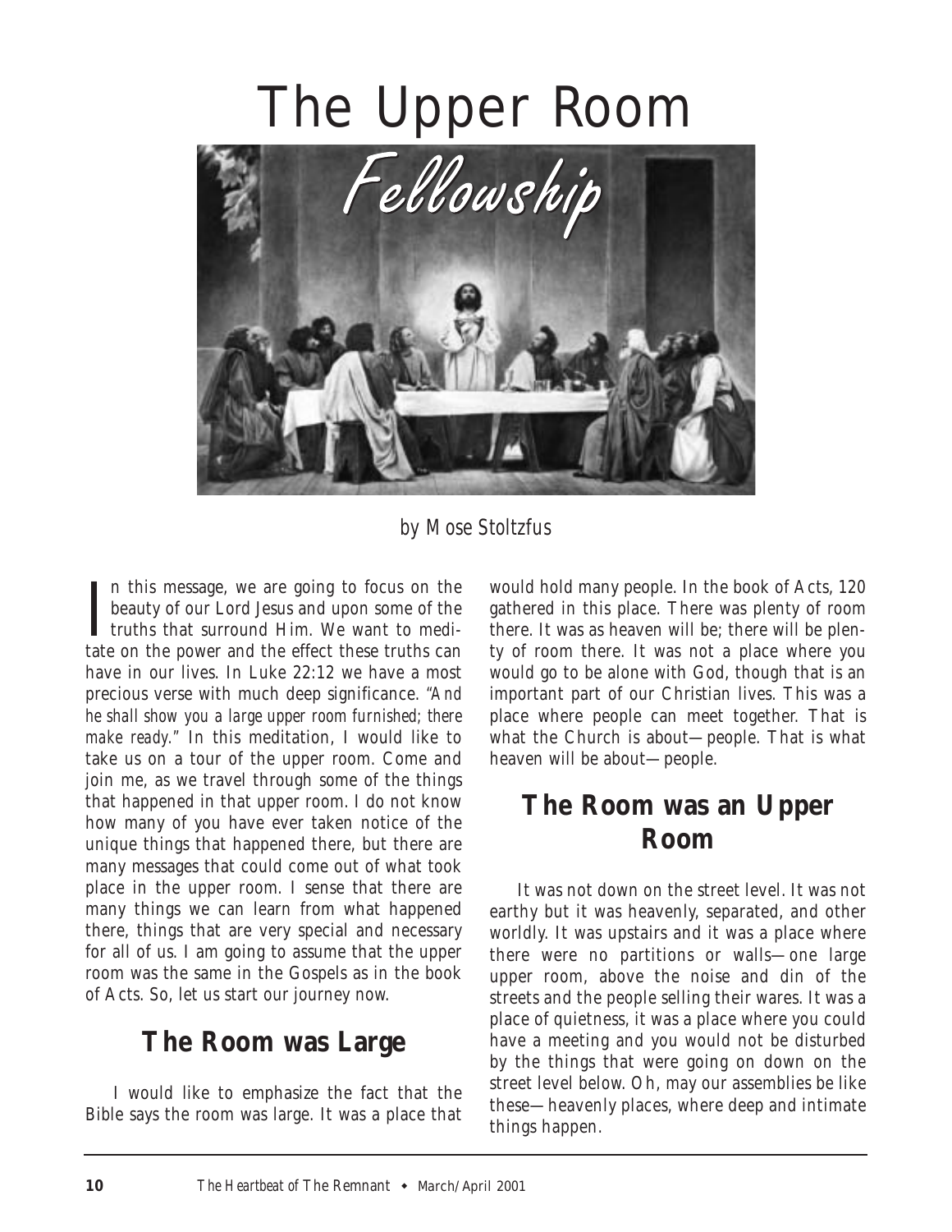# The Upper Room

## *Fellowship*

*by Mose Stoltzfus*

In this message, we are going to focus on the beauty of our Lord Jesus and upon some of the truths that surround Him. We want to meditate on the power and the effect these truths can have in our lives. In Luke 22:12 we have a most precious verse with much deep significance. "*And he shall show you a large upper room furnished; there make ready.*" In this meditation, I would like to take us on a tour of the upper room. Come and join me, as we travel through some of the things that happened in that upper room. I do not know how many of you have ever taken notice of the unique things that happened there, but there are many messages that could come out of what took place in the upper room. I sense that there are many things we can learn from what happened there, things that are very special and necessary for all of us. I am going to assume that the upper room was the same in the Gospels as in the book of Acts. So, let us start our journey now.

## The Room was Large

I would like to emphasize the fact that the Bible says the room was large. It was a place that would hold many people. In the book of Acts, 120 gathered in this place. There was plenty of room there. It was as heaven will be; there will be plenty of room there. It was not a place where you would go to be alone with God, though that is an important part of our Christian lives. This was a place where people can meet together. That is what the Church is about—people. That is what heaven will be about—people.

## The Room was an Upper Room

It was not down on the street level. It was not earthy but it was heavenly, separated, and other worldly. It was upstairs and it was a place where there were no partitions or walls—one large upper room, above the noise and din of the streets and the people selling their wares. It was a place of quietness, it was a place where you could have a meeting and you would not be disturbed by the things that were going on down on the street level below. Oh, may our assemblies be like these—heavenly places, where deep and intimate things happen.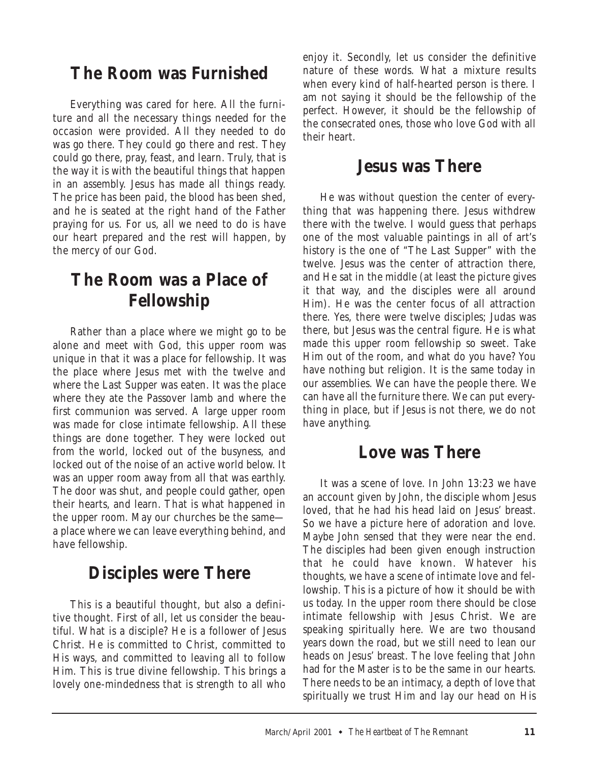## The Room was Furnished

Everything was cared for here. All the furniture and all the necessary things needed for the occasion were provided. All they needed to do was go there. They could go there and rest. They could go there, pray, feast, and learn. Truly, that is the way it is with the beautiful things that happen in an assembly. Jesus has made all things ready. The price has been paid, the blood has been shed, and he is seated at the right hand of the Father praying for us. For us, all we need to do is have our heart prepared and the rest will happen, by the mercy of our God.

## The Room was a Place of Fellowship

Rather than a place where we might go to be alone and meet with God, this upper room was unique in that it was a place for fellowship. It was the place where Jesus met with the twelve and where the Last Supper was eaten. It was the place where they ate the Passover lamb and where the first communion was served. A large upper room was made for close intimate fellowship. All these things are done together. They were locked out from the world, locked out of the busyness, and locked out of the noise of an active world below. It was an upper room away from all that was earthly. The door was shut, and people could gather, open their hearts, and learn. That is what happened in the upper room. May our churches be the same—a place where we can leave everything behind, and have fellowship.

## Disciples were There

This is a beautiful thought, but also a definitive thought. First of all, let us consider the beautiful. What is a disciple? He is a follower of Jesus Christ. He is committed to Christ, committed to His ways, and committed to leaving all to follow Him. This is true divine fellowship. This brings a lovely one-mindedness that is strength to all who enjoy it. Secondly, let us consider the definitive nature of these words. What a mixture results when every kind of half-hearted person is there. I am not saying it should be the fellowship of the perfect. However, it should be the fellowship of the consecrated ones, those who love God with all their heart.

## Jesus was There

He was without question the center of everything that was happening there. Jesus withdrew there with the twelve. I would guess that perhaps one of the most valuable paintings in all of art's history is the one of "The Last Supper" with the twelve. Jesus was the center of attraction there, and He sat in the middle (at least the picture gives it that way, and the disciples were all around Him). He was the center focus of all attraction there. Yes, there were twelve disciples; Judas was there, but Jesus was the central figure. He is what made this upper room fellowship so sweet. Take Him out of the room, and what do you have? You have nothing but religion. It is the same today in our assemblies. We can have the people there. We can have all the furniture there. We can put everything in place, but if Jesus is not there, we do not have anything.

## Love was There

It was a scene of love. In John 13:23 we have an account given by John, the disciple whom Jesus loved, that he had his head laid on Jesus' breast. So we have a picture here of adoration and love. Maybe John sensed that they were near the end. The disciples had been given enough instruction that he could have known. Whatever his thoughts, we have a scene of intimate love and fellowship. This is a picture of how it should be with us today. In the upper room there should be close intimate fellowship with Jesus Christ. We are speaking spiritually here. We are two thousand years down the road, but we still need to lean our heads on Jesus' breast. The love feeling that John had for the Master is to be the same in our hearts. There needs to be an intimacy, a depth of love that spiritually we trust Him and lay our head on His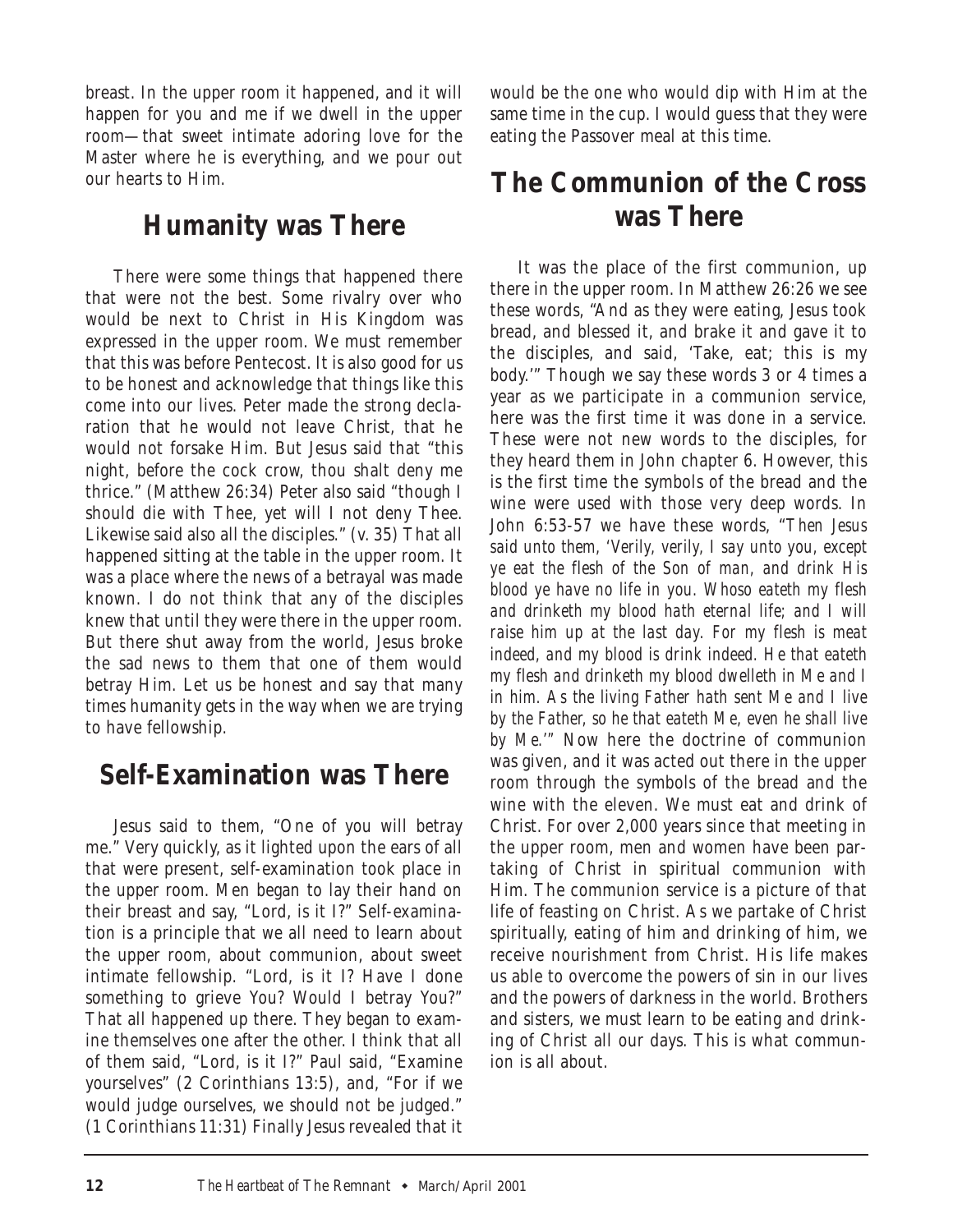breast. In the upper room it happened, and it will happen for you and me if we dwell in the upper room—that sweet intimate adoring love for the Master where he is everything, and we pour out our hearts to Him.

## Humanity was There

There were some things that happened there that were not the best. Some rivalry over who would be next to Christ in His Kingdom was expressed in the upper room. We must remember that this was before Pentecost. It is also good for us to be honest and acknowledge that things like this come into our lives. Peter made the strong declaration that he would not leave Christ, that he would not forsake Him. But Jesus said that "this night, before the cock crow, thou shalt deny me thrice." (Matthew 26:34) Peter also said "though I should die with Thee, yet will I not deny Thee. Likewise said also all the disciples." (v. 35) That all happened sitting at the table in the upper room. It was a place where the news of a betrayal was made known. I do not think that any of the disciples knew that until they were there in the upper room. But there shut away from the world, Jesus broke the sad news to them that one of them would betray Him. Let us be honest and say that many times humanity gets in the way when we are trying to have fellowship.

## Self-Examination was There

Jesus said to them, "One of you will betray me." Very quickly, as it lighted upon the ears of all that were present, self-examination took place in the upper room. Men began to lay their hand on their breast and say, "Lord, is it I?" Self-examination is a principle that we all need to learn about the upper room, about communion, about sweet intimate fellowship. "Lord, is it I? Have I done something to grieve You? Would I betray You?" That all happened up there. They began to examine themselves one after the other. I think that all of them said, "Lord, is it I?" Paul said, "Examine yourselves" (2 Corinthians 13:5), and, "For if we would judge ourselves, we should not be judged." (1 Corinthians 11:31) Finally Jesus revealed that it would be the one who would dip with Him at the same time in the cup. I would guess that they were eating the Passover meal at this time.

## The Communion of the Cross was There

It was the place of the first communion, up there in the upper room. In Matthew 26:26 we see these words, "And as they were eating, Jesus took bread, and blessed it, and brake it and gave it to the disciples, and said, 'Take, eat; this is my body.'" Though we say these words 3 or 4 times a year as we participate in a communion service, here was the first time it was done in a service. These were not new words to the disciples, for they heard them in John chapter 6. However, this is the first time the symbols of the bread and the wine were used with those very deep words. In John 6:53-57 we have these words, "*Then Jesus said unto them, 'Verily, verily, I say unto you, except ye eat the flesh of the Son of man, and drink His blood ye have no life in you. Whoso eateth my flesh and drinketh my blood hath eternal life; and I will raise him up at the last day. For my flesh is meat indeed, and my blood is drink indeed. He that eateth my flesh and drinketh my blood dwelleth in Me and I in him. As the living Father hath sent Me and I live by the Father, so he that eateth Me, even he shall live by Me.*'" Now here the doctrine of communion was given, and it was acted out there in the upper room through the symbols of the bread and the wine with the eleven. We must eat and drink of Christ. For over 2,000 years since that meeting in the upper room, men and women have been partaking of Christ in spiritual communion with Him. The communion service is a picture of that life of feasting on Christ. As we partake of Christ spiritually, eating of him and drinking of him, we receive nourishment from Christ. His life makes us able to overcome the powers of sin in our lives and the powers of darkness in the world. Brothers and sisters, we must learn to be eating and drinking of Christ all our days. This is what communion is all about.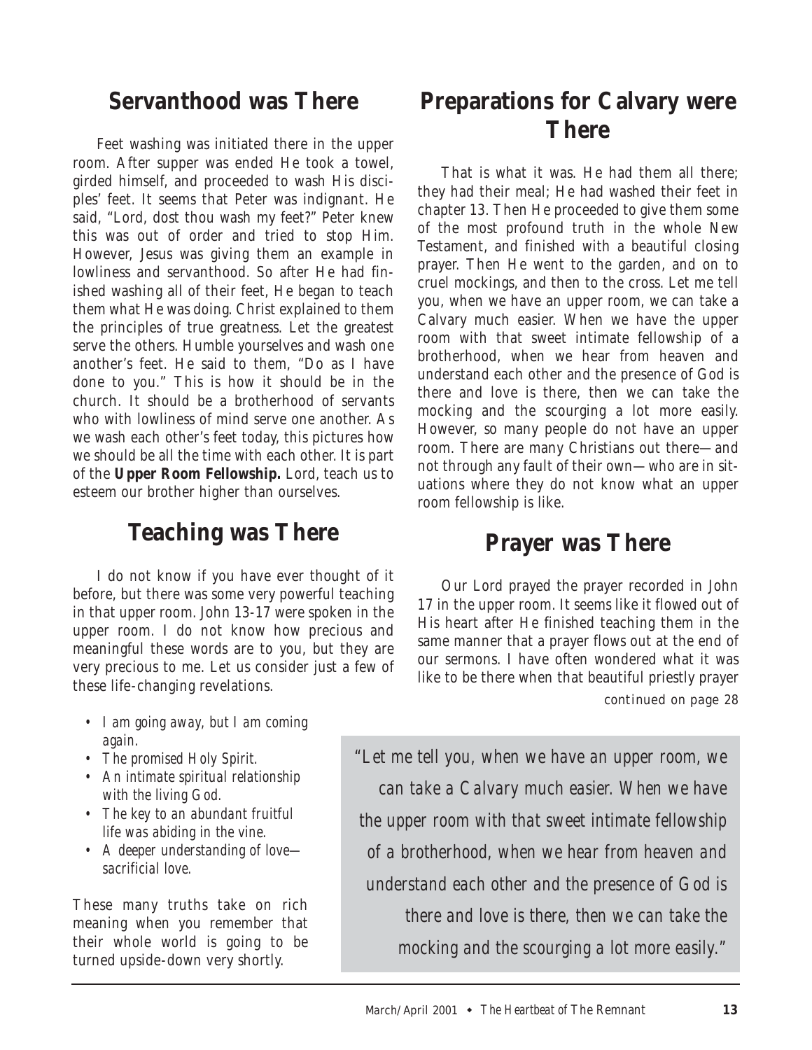## Servanthood was There

Feet washing was initiated there in the upper room. After supper was ended He took a towel, girded himself, and proceeded to wash His disciples' feet. It seems that Peter was indignant. He said, "Lord, dost thou wash my feet?" Peter knew this was out of order and tried to stop Him. However, Jesus was giving them an example in lowliness and servanthood. So after He had finished washing all of their feet, He began to teach them what He was doing. Christ explained to them the principles of true greatness. Let the greatest serve the others. Humble yourselves and wash one another's feet. He said to them, "Do as I have done to you." This is how it should be in the church. It should be a brotherhood of servants who with lowliness of mind serve one another. As we wash each other's feet today, this pictures how we should be all the time with each other. It is part of the **Upper Room Fellowship.** Lord, teach us to esteem our brother higher than ourselves.

## Teaching was There

I do not know if you have ever thought of it before, but there was some very powerful teaching in that upper room. John 13-17 were spoken in the upper room. I do not know how precious and meaningful these words are to you, but they are very precious to me. Let us consider just a few of these life-changing revelations.

- *I am going away, but I am coming again.*
- *The promised Holy Spirit.*
- *An intimate spiritual relationship with the living God.*
- *The key to an abundant fruitful life was abiding in the vine.*
- *A deeper understanding of love—sacrificial love.*

These many truths take on rich meaning when you remember that their whole world is going to be turned upside-down very shortly.

## Preparations for Calvary were There

That is what it was. He had them all there; they had their meal; He had washed their feet in chapter 13. Then He proceeded to give them some of the most profound truth in the whole New Testament, and finished with a beautiful closing prayer. Then He went to the garden, and on to cruel mockings, and then to the cross. Let me tell you, when we have an upper room, we can take a Calvary much easier. When we have the upper room with that sweet intimate fellowship of a brotherhood, when we hear from heaven and understand each other and the presence of God is there and love is there, then we can take the mocking and the scourging a lot more easily. However, so many people do not have an upper room. There are many Christians out there—and not through any fault of their own—who are in situations where they do not know what an upper room fellowship is like.

## Prayer was There

Our Lord prayed the prayer recorded in John 17 in the upper room. It seems like it flowed out of His heart after He finished teaching them in the same manner that a prayer flows out at the end of our sermons. I have often wondered what it was like to be there when that beautiful priestly prayer

*continued on page 28*

> *"Let me tell you, when we have an upper room, we can take a Calvary much easier. When we have the upper room with that sweet intimate fellowship of a brotherhood, when we hear from heaven and understand each other and the presence of God is there and love is there, then we can take the mocking and the scourging a lot more easily."*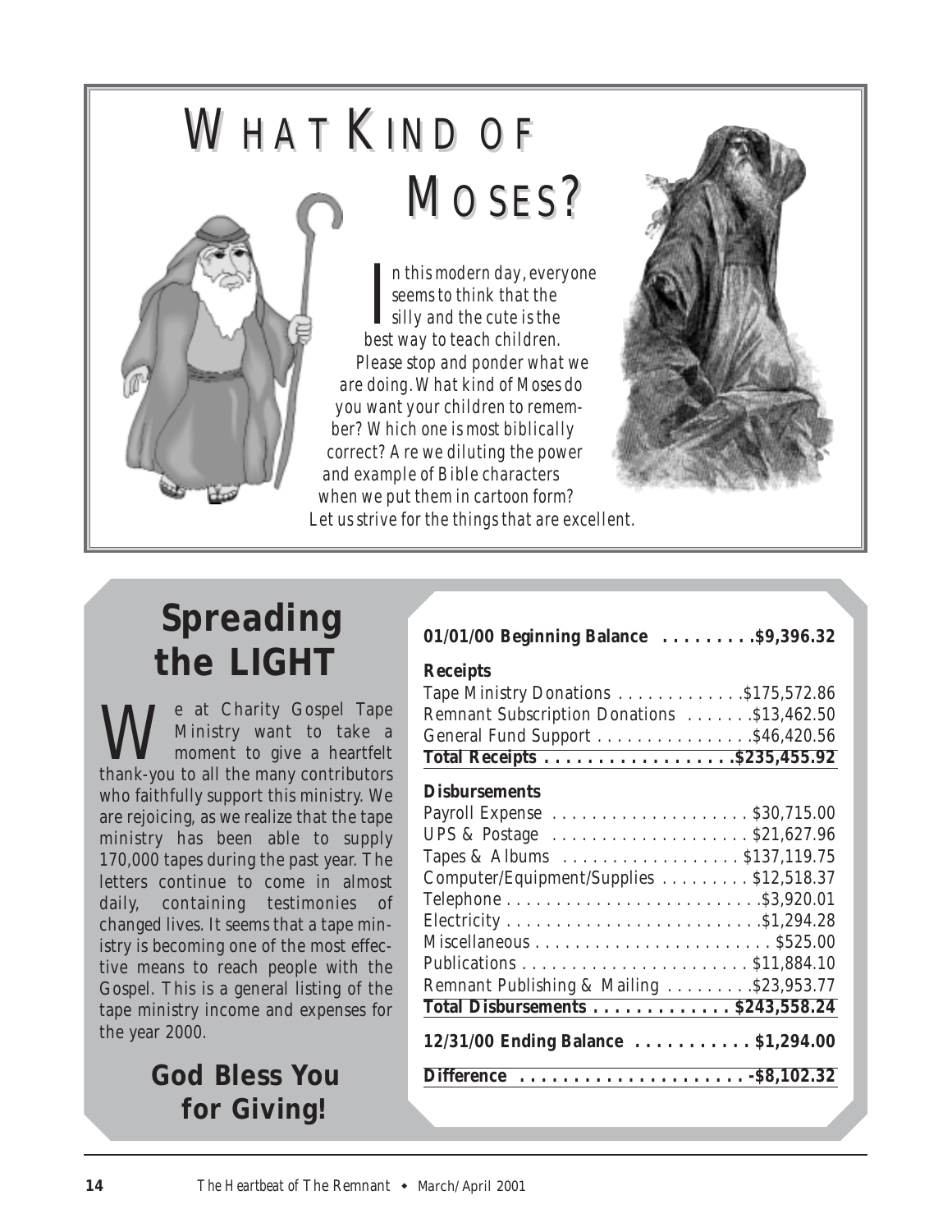# WHAT KIND OF MOSES?

*In this modern day, everyone seems to think that the silly and the cute is the best way to teach children.*

*Please stop and ponder what we are doing. What kind of Moses do you want your children to remember? Which one is most biblically correct? Are we diluting the power and example of Bible characters when we put them in cartoon form? Let us strive for the things that are excellent.*

# Spreading the LIGHT

We at Charity Gospel Tape Ministry want to take a moment to give a heartfelt thank-you to all the many contributors who faithfully support this ministry. We are rejoicing, as we realize that the tape ministry has been able to supply 170,000 tapes during the past year. The letters continue to come in almost daily, containing testimonies of changed lives. It seems that a tape ministry is becoming one of the most effective means to reach people with the Gospel. This is a general listing of the tape ministry income and expenses for the year 2000.

## God Bless You for Giving!

| | |
|---|---|
| **01/01/00 Beginning Balance** | **$9,396.32** |
| **Receipts** | |
| Tape Ministry Donations | $175,572.86 |
| Remnant Subscription Donations | $13,462.50 |
| General Fund Support | $46,420.56 |
| **Total Receipts** | **$235,455.92** |
| **Disbursements** | |
| Payroll Expense | $30,715.00 |
| UPS & Postage | $21,627.96 |
| Tapes & Albums | $137,119.75 |
| Computer/Equipment/Supplies | $12,518.37 |
| Telephone | $3,920.01 |
| Electricity | $1,294.28 |
| Miscellaneous | $525.00 |
| Publications | $11,884.10 |
| Remnant Publishing & Mailing | $23,953.77 |
| **Total Disbursements** | **$243,558.24** |
| **12/31/00 Ending Balance** | **$1,294.00** |
| **Difference** | **-$8,102.32** |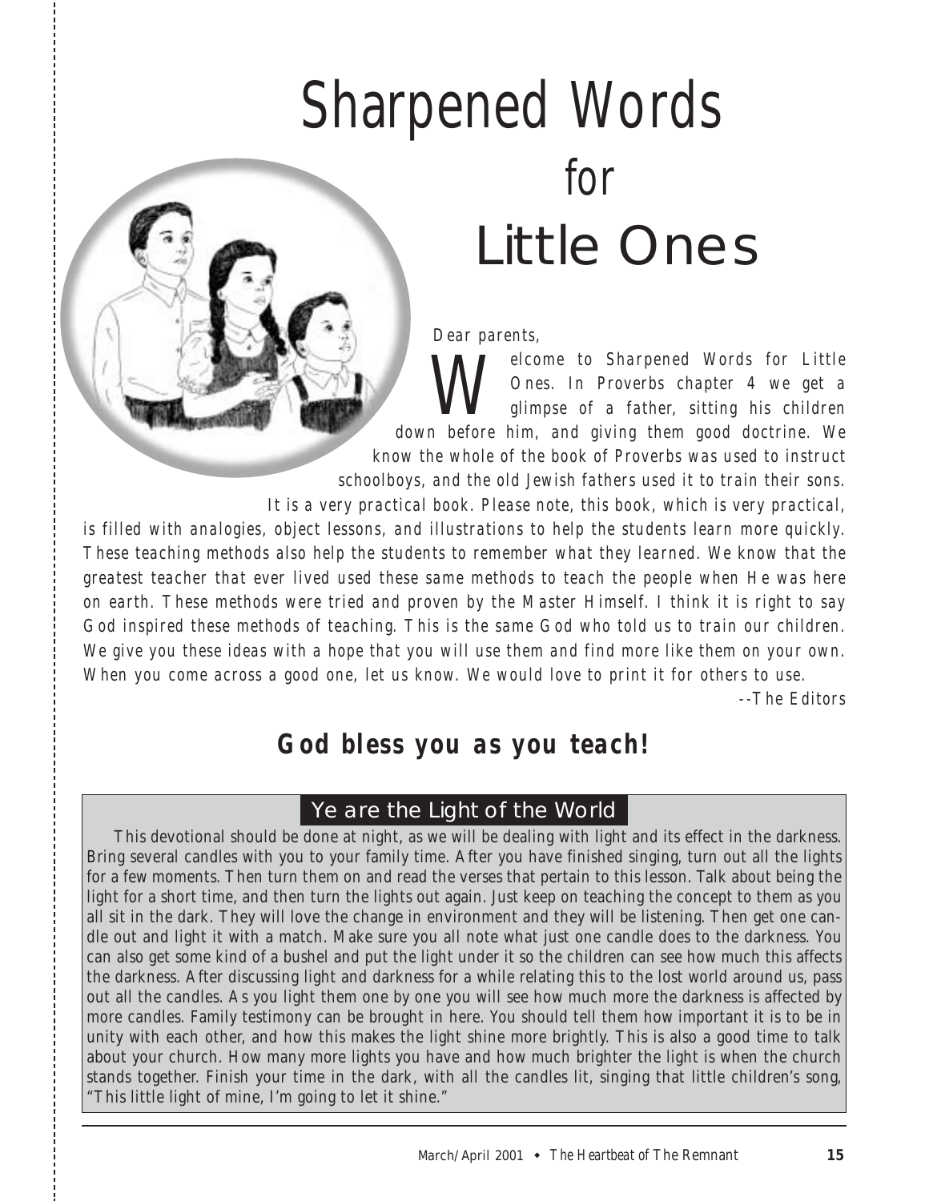# Sharpened Words for Little Ones

Dear parents,

Welcome to Sharpened Words for Little Ones. In Proverbs chapter 4 we get a glimpse of a father, sitting his children down before him, and giving them good doctrine. We know the whole of the book of Proverbs was used to instruct schoolboys, and the old Jewish fathers used it to train their sons. It is a very practical book. Please note, this book, which is very practical, is filled with analogies, object lessons, and illustrations to help the students learn more quickly. These teaching methods also help the students to remember what they learned. We know that the greatest teacher that ever lived used these same methods to teach the people when He was here on earth. These methods were tried and proven by the Master Himself. I think it is right to say God inspired these methods of teaching. This is the same God who told us to train our children. We give you these ideas with a hope that you will use them and find more like them on your own. When you come across a good one, let us know. We would love to print it for others to use.

--The Editors

**God bless you as you teach!**

## Ye are the Light of the World

This devotional should be done at night, as we will be dealing with light and its effect in the darkness. Bring several candles with you to your family time. After you have finished singing, turn out all the lights for a few moments. Then turn them on and read the verses that pertain to this lesson. Talk about being the light for a short time, and then turn the lights out again. Just keep on teaching the concept to them as you all sit in the dark. They will love the change in environment and they will be listening. Then get one candle out and light it with a match. Make sure you all note what just one candle does to the darkness. You can also get some kind of a bushel and put the light under it so the children can see how much this affects the darkness. After discussing light and darkness for a while relating this to the lost world around us, pass out all the candles. As you light them one by one you will see how much more the darkness is affected by more candles. Family testimony can be brought in here. You should tell them how important it is to be in unity with each other, and how this makes the light shine more brightly. This is also a good time to talk about your church. How many more lights you have and how much brighter the light is when the church stands together. Finish your time in the dark, with all the candles lit, singing that little children's song, "This little light of mine, I'm going to let it shine."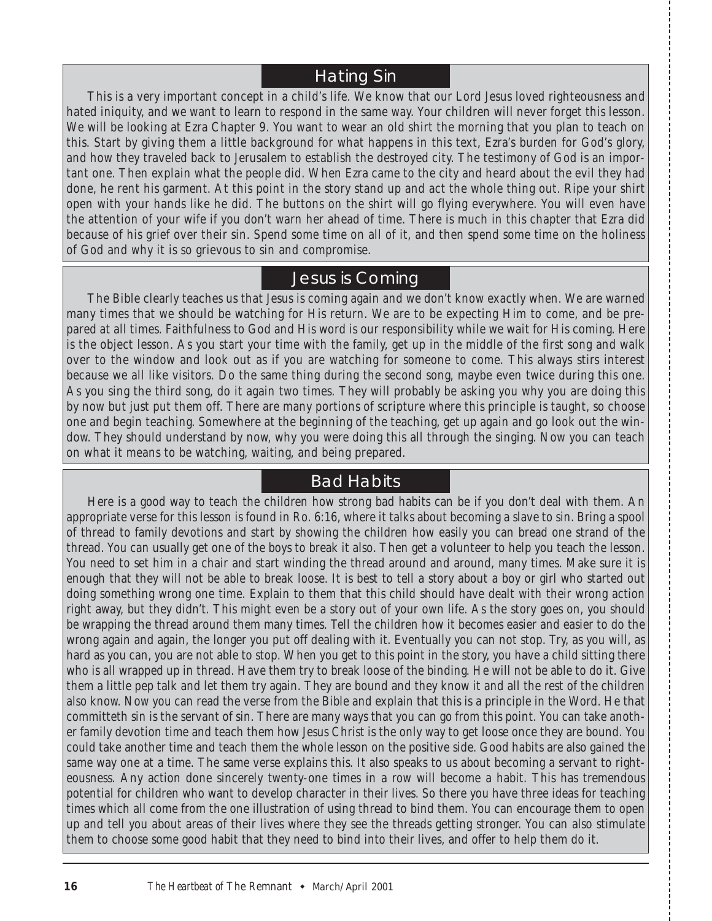## Hating Sin

This is a very important concept in a child's life. We know that our Lord Jesus loved righteousness and hated iniquity, and we want to learn to respond in the same way. Your children will never forget this lesson. We will be looking at Ezra Chapter 9. You want to wear an old shirt the morning that you plan to teach on this. Start by giving them a little background for what happens in this text, Ezra's burden for God's glory, and how they traveled back to Jerusalem to establish the destroyed city. The testimony of God is an important one. Then explain what the people did. When Ezra came to the city and heard about the evil they had done, he rent his garment. At this point in the story stand up and act the whole thing out. Ripe your shirt open with your hands like he did. The buttons on the shirt will go flying everywhere. You will even have the attention of your wife if you don't warn her ahead of time. There is much in this chapter that Ezra did because of his grief over their sin. Spend some time on all of it, and then spend some time on the holiness of God and why it is so grievous to sin and compromise.

## Jesus is Coming

The Bible clearly teaches us that Jesus is coming again and we don't know exactly when. We are warned many times that we should be watching for His return. We are to be expecting Him to come, and be prepared at all times. Faithfulness to God and His word is our responsibility while we wait for His coming. Here is the object lesson. As you start your time with the family, get up in the middle of the first song and walk over to the window and look out as if you are watching for someone to come. This always stirs interest because we all like visitors. Do the same thing during the second song, maybe even twice during this one. As you sing the third song, do it again two times. They will probably be asking you why you are doing this by now but just put them off. There are many portions of scripture where this principle is taught, so choose one and begin teaching. Somewhere at the beginning of the teaching, get up again and go look out the window. They should understand by now, why you were doing this all through the singing. Now you can teach on what it means to be watching, waiting, and being prepared.

## Bad Habits

Here is a good way to teach the children how strong bad habits can be if you don't deal with them. An appropriate verse for this lesson is found in Ro. 6:16, where it talks about becoming a slave to sin. Bring a spool of thread to family devotions and start by showing the children how easily you can bread one strand of the thread. You can usually get one of the boys to break it also. Then get a volunteer to help you teach the lesson. You need to set him in a chair and start winding the thread around and around, many times. Make sure it is enough that they will not be able to break loose. It is best to tell a story about a boy or girl who started out doing something wrong one time. Explain to them that this child should have dealt with their wrong action right away, but they didn't. This might even be a story out of your own life. As the story goes on, you should be wrapping the thread around them many times. Tell the children how it becomes easier and easier to do the wrong again and again, the longer you put off dealing with it. Eventually you can not stop. Try, as you will, as hard as you can, you are not able to stop. When you get to this point in the story, you have a child sitting there who is all wrapped up in thread. Have them try to break loose of the binding. He will not be able to do it. Give them a little pep talk and let them try again. They are bound and they know it and all the rest of the children also know. Now you can read the verse from the Bible and explain that this is a principle in the Word. He that committeth sin is the servant of sin. There are many ways that you can go from this point. You can take another family devotion time and teach them how Jesus Christ is the only way to get loose once they are bound. You could take another time and teach them the whole lesson on the positive side. Good habits are also gained the same way one at a time. The same verse explains this. It also speaks to us about becoming a servant to righteousness. Any action done sincerely twenty-one times in a row will become a habit. This has tremendous potential for children who want to develop character in their lives. So there you have three ideas for teaching times which all come from the one illustration of using thread to bind them. You can encourage them to open up and tell you about areas of their lives where they see the threads getting stronger. You can also stimulate them to choose some good habit that they need to bind into their lives, and offer to help them do it.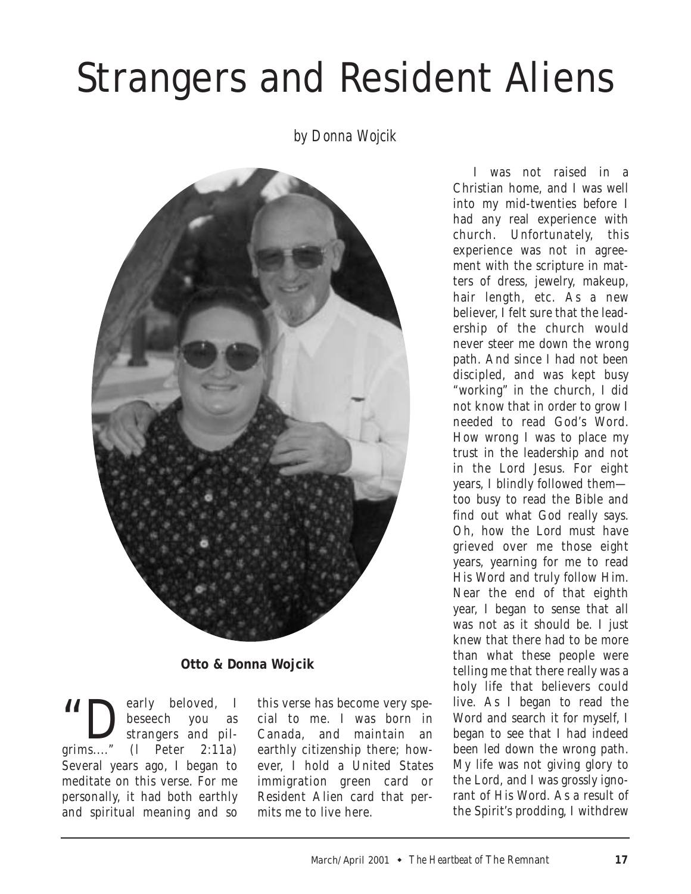# Strangers and Resident Aliens

*by Donna Wojcik*

**Otto & Donna Wojcik**

"Dearly beloved, I beseech you as strangers and pilgrims...." (I Peter 2:11a) Several years ago, I began to meditate on this verse. For me personally, it had both earthly and spiritual meaning and so this verse has become very special to me. I was born in Canada, and maintain an earthly citizenship there; however, I hold a United States immigration green card or Resident Alien card that permits me to live here.

I was not raised in a Christian home, and I was well into my mid-twenties before I had any real experience with church. Unfortunately, this experience was not in agreement with the scripture in matters of dress, jewelry, makeup, hair length, etc. As a new believer, I felt sure that the leadership of the church would never steer me down the wrong path. And since I had not been discipled, and was kept busy "working" in the church, I did not know that in order to grow I needed to read God's Word. How wrong I was to place my trust in the leadership and not in the Lord Jesus. For eight years, I blindly followed them—too busy to read the Bible and find out what God really says. Oh, how the Lord must have grieved over me those eight years, yearning for me to read His Word and truly follow Him. Near the end of that eighth year, I began to sense that all was not as it should be. I just knew that there had to be more than what these people were telling me that there really was a holy life that believers could live. As I began to read the Word and search it for myself, I began to see that I had indeed been led down the wrong path. My life was not giving glory to the Lord, and I was grossly ignorant of His Word. As a result of the Spirit's prodding, I withdrew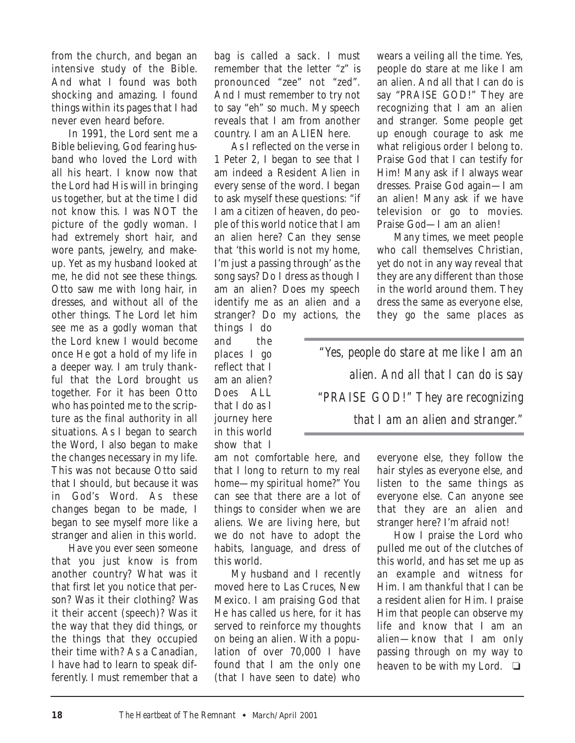from the church, and began an intensive study of the Bible. And what I found was both shocking and amazing. I found things within its pages that I had never even heard before.

In 1991, the Lord sent me a Bible believing, God fearing husband who loved the Lord with all his heart. I know now that the Lord had His will in bringing us together, but at the time I did not know this. I was NOT the picture of the godly woman. I had extremely short hair, and wore pants, jewelry, and make-up. Yet as my husband looked at me, he did not see these things. Otto saw me with long hair, in dresses, and without all of the other things. The Lord let him see me as a godly woman that the Lord knew I would become once He got a hold of my life in a deeper way. I am truly thankful that the Lord brought us together. For it has been Otto who has pointed me to the scripture as the final authority in all situations. As I began to search the Word, I also began to make the changes necessary in my life. This was not because Otto said that I should, but because it was in God's Word. As these changes began to be made, I began to see myself more like a stranger and alien in this world.

Have you ever seen someone that you just know is from another country? What was it that first let you notice that person? Was it their clothing? Was it their accent (speech)? Was it the way that they did things, or the things that they occupied their time with? As a Canadian, I have had to learn to speak differently. I must remember that a bag is called a sack. I must remember that the letter "z" is pronounced "zee" not "zed". And I must remember to try not to say "eh" so much. My speech reveals that I am from another country. I am an ALIEN here.

As I reflected on the verse in 1 Peter 2, I began to see that I am indeed a Resident Alien in every sense of the word. I began to ask myself these questions: "if I am a citizen of heaven, do people of this world notice that I am an alien here? Can they sense that 'this world is not my home, I'm just a passing through' as the song says? Do I dress as though I am an alien? Does my speech identify me as an alien and a stranger? Do my actions, the things I do and the places I go reflect that I am an alien? Does ALL that I do as I journey here in this world show that I am not comfortable here, and that I long to return to my real home—my spiritual home?" You can see that there are a lot of things to consider when we are aliens. We are living here, but we do not have to adopt the habits, language, and dress of this world.

My husband and I recently moved here to Las Cruces, New Mexico. I am praising God that He has called us here, for it has served to reinforce my thoughts on being an alien. With a population of over 70,000 I have found that I am the only one (that I have seen to date) who wears a veiling all the time. Yes, people do stare at me like I am an alien. And all that I can do is say "PRAISE GOD!" They are recognizing that I am an alien and stranger. Some people get up enough courage to ask me what religious order I belong to. Praise God that I can testify for Him! Many ask if I always wear dresses. Praise God again—I am an alien! Many ask if we have television or go to movies. Praise God—I am an alien!

> *"Yes, people do stare at me like I am an alien. And all that I can do is say "PRAISE GOD!" They are recognizing that I am an alien and stranger."*

Many times, we meet people who call themselves Christian, yet do not in any way reveal that they are any different than those in the world around them. They dress the same as everyone else, they go the same places as everyone else, they follow the hair styles as everyone else, and listen to the same things as everyone else. Can anyone see that they are an alien and stranger here? I'm afraid not!

How I praise the Lord who pulled me out of the clutches of this world, and has set me up as an example and witness for Him. I am thankful that I can be a resident alien for Him. I praise Him that people can observe my life and know that I am an alien—know that I am only passing through on my way to heaven to be with my Lord. ❑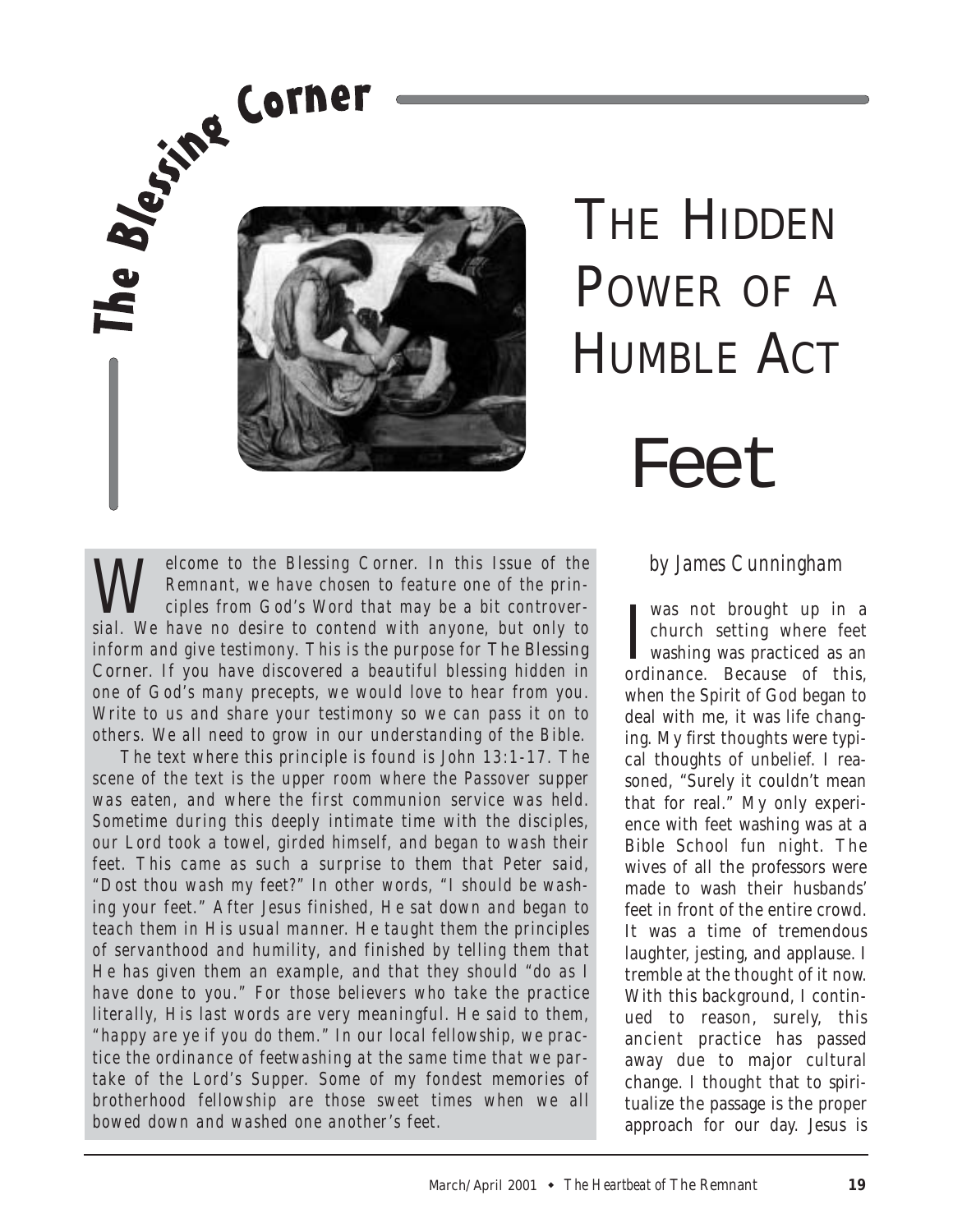The Blessing Corner

# THE HIDDEN POWER OF A HUMBLE ACT

# Feet

Welcome to the Blessing Corner. In this Issue of the Remnant, we have chosen to feature one of the principles from God's Word that may be a bit controversial. We have no desire to contend with anyone, but only to inform and give testimony. This is the purpose for The Blessing Corner. If you have discovered a beautiful blessing hidden in one of God's many precepts, we would love to hear from you. Write to us and share your testimony so we can pass it on to others. We all need to grow in our understanding of the Bible.

The text where this principle is found is John 13:1-17. The scene of the text is the upper room where the Passover supper was eaten, and where the first communion service was held. Sometime during this deeply intimate time with the disciples, our Lord took a towel, girded himself, and began to wash their feet. This came as such a surprise to them that Peter said, "Dost thou wash my feet?" In other words, "I should be washing your feet." After Jesus finished, He sat down and began to teach them in His usual manner. He taught them the principles of servanthood and humility, and finished by telling them that He has given them an example, and that they should "do as I have done to you." For those believers who take the practice literally, His last words are very meaningful. He said to them, "happy are ye if you do them." In our local fellowship, we practice the ordinance of feetwashing at the same time that we partake of the Lord's Supper. Some of my fondest memories of brotherhood fellowship are those sweet times when we all bowed down and washed one another's feet.

*by James Cunningham*

I was not brought up in a church setting where feet washing was practiced as an ordinance. Because of this, when the Spirit of God began to deal with me, it was life changing. My first thoughts were typical thoughts of unbelief. I reasoned, "Surely it couldn't mean that for real." My only experience with feet washing was at a Bible School fun night. The wives of all the professors were made to wash their husbands' feet in front of the entire crowd. It was a time of tremendous laughter, jesting, and applause. I tremble at the thought of it now. With this background, I continued to reason, surely, this ancient practice has passed away due to major cultural change. I thought that to spiritualize the passage is the proper approach for our day. Jesus is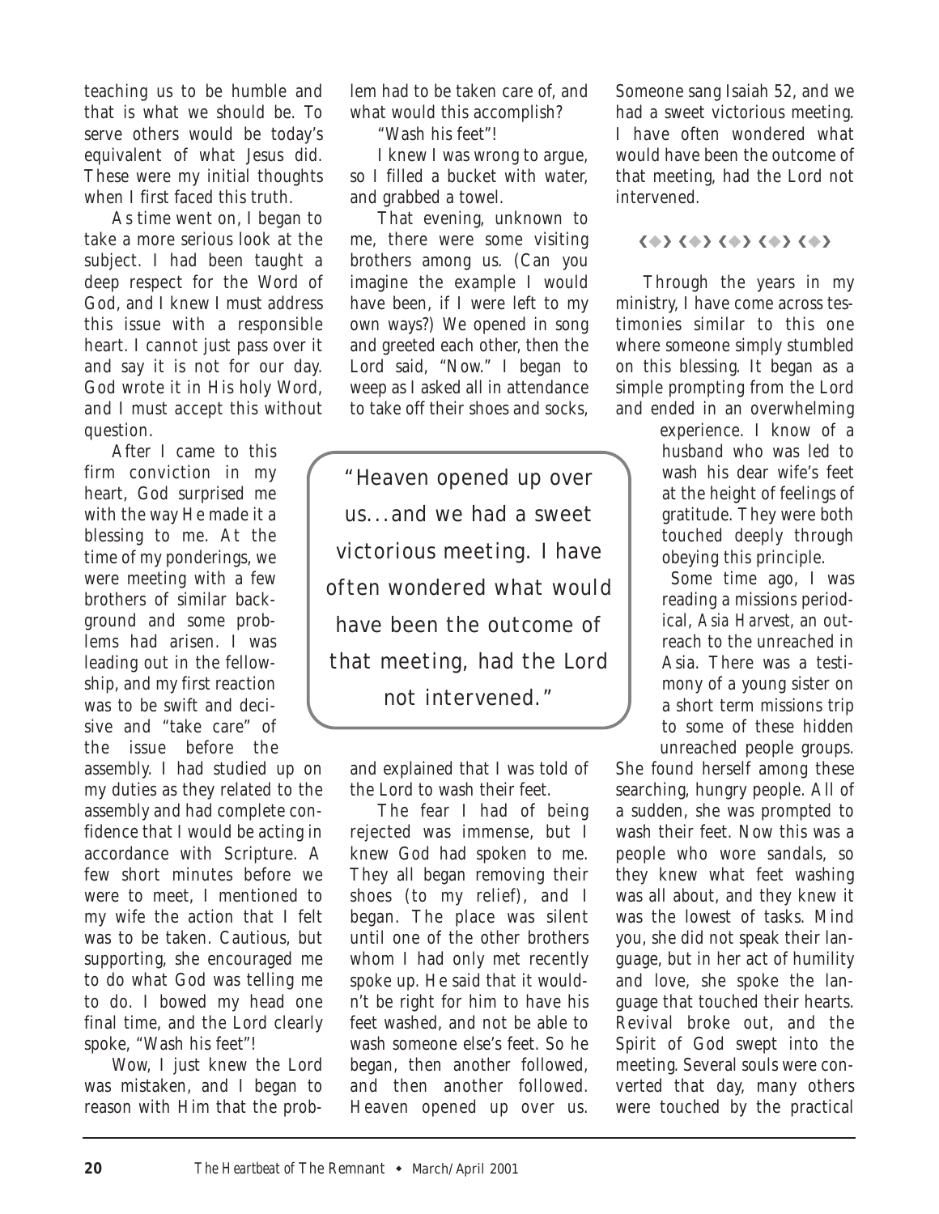teaching us to be humble and that is what we should be. To serve others would be today's equivalent of what Jesus did. These were my initial thoughts when I first faced this truth.

As time went on, I began to take a more serious look at the subject. I had been taught a deep respect for the Word of God, and I knew I must address this issue with a responsible heart. I cannot just pass over it and say it is not for our day. God wrote it in His holy Word, and I must accept this without question.

After I came to this firm conviction in my heart, God surprised me with the way He made it a blessing to me. At the time of my ponderings, we were meeting with a few brothers of similar background and some problems had arisen. I was leading out in the fellowship, and my first reaction was to be swift and decisive and "take care" of the issue before the assembly. I had studied up on my duties as they related to the assembly and had complete confidence that I would be acting in accordance with Scripture. A few short minutes before we were to meet, I mentioned to my wife the action that I felt was to be taken. Cautious, but supporting, she encouraged me to do what God was telling me to do. I bowed my head one final time, and the Lord clearly spoke, "Wash his feet"!

Wow, I just knew the Lord was mistaken, and I began to reason with Him that the problem had to be taken care of, and what would this accomplish?

"Wash his feet"!

I knew I was wrong to argue, so I filled a bucket with water, and grabbed a towel.

That evening, unknown to me, there were some visiting brothers among us. (Can you imagine the example I would have been, if I were left to my own ways?) We opened in song and greeted each other, then the Lord said, "Now." I began to weep as I asked all in attendance to take off their shoes and socks, and explained that I was told of the Lord to wash their feet.

> "Heaven opened up over us...and we had a sweet victorious meeting. I have often wondered what would have been the outcome of that meeting, had the Lord not intervened."

The fear I had of being rejected was immense, but I knew God had spoken to me. They all began removing their shoes (to my relief), and I began. The place was silent until one of the other brothers whom I had only met recently spoke up. He said that it wouldn't be right for him to have his feet washed, and not be able to wash someone else's feet. So he began, then another followed, and then another followed. Heaven opened up over us. Someone sang Isaiah 52, and we had a sweet victorious meeting. I have often wondered what would have been the outcome of that meeting, had the Lord not intervened.

❮◆❯ ❮◆❯ ❮◆❯ ❮◆❯ ❮◆❯

Through the years in my ministry, I have come across testimonies similar to this one where someone simply stumbled on this blessing. It began as a simple prompting from the Lord and ended in an overwhelming experience. I know of a husband who was led to wash his dear wife's feet at the height of feelings of gratitude. They were both touched deeply through obeying this principle.

Some time ago, I was reading a missions periodical, *Asia Harvest*, an outreach to the unreached in Asia. There was a testimony of a young sister on a short term missions trip to some of these hidden unreached people groups. She found herself among these searching, hungry people. All of a sudden, she was prompted to wash their feet. Now this was a people who wore sandals, so they knew what feet washing was all about, and they knew it was the lowest of tasks. Mind you, she did not speak their language, but in her act of humility and love, she spoke the language that touched their hearts. Revival broke out, and the Spirit of God swept into the meeting. Several souls were converted that day, many others were touched by the practical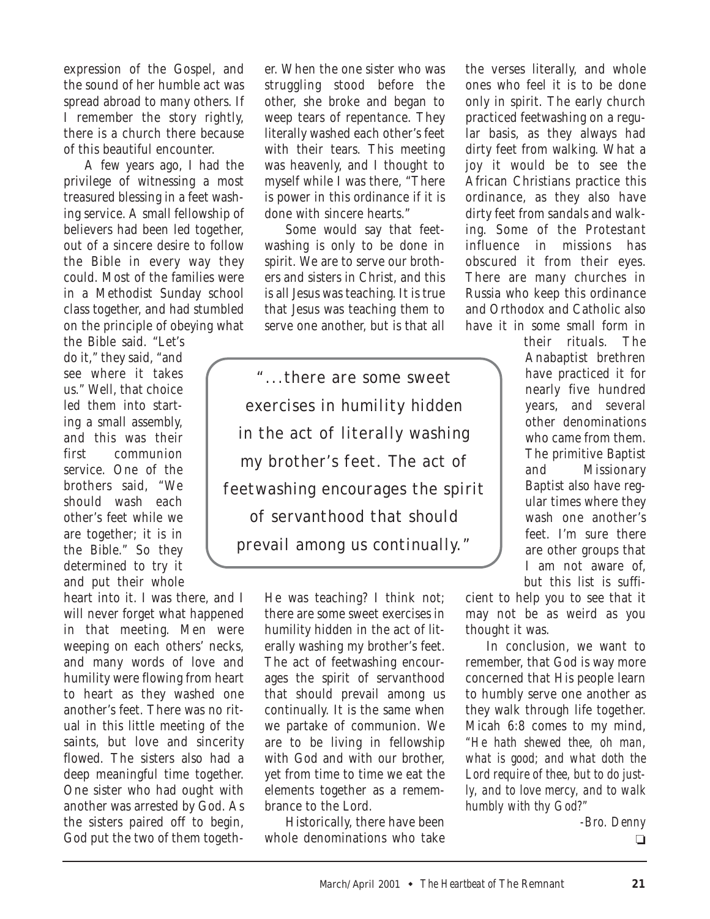expression of the Gospel, and the sound of her humble act was spread abroad to many others. If I remember the story rightly, there is a church there because of this beautiful encounter.

A few years ago, I had the privilege of witnessing a most treasured blessing in a feet washing service. A small fellowship of believers had been led together, out of a sincere desire to follow the Bible in every way they could. Most of the families were in a Methodist Sunday school class together, and had stumbled on the principle of obeying what the Bible said. "Let's do it," they said, "and see where it takes us." Well, that choice led them into starting a small assembly, and this was their first communion service. One of the brothers said, "We should wash each other's feet while we are together; it is in the Bible." So they determined to try it and put their whole heart into it. I was there, and I will never forget what happened in that meeting. Men were weeping on each others' necks, and many words of love and humility were flowing from heart to heart as they washed one another's feet. There was no ritual in this little meeting of the saints, but love and sincerity flowed. The sisters also had a deep meaningful time together. One sister who had ought with another was arrested by God. As the sisters paired off to begin, God put the two of them together. When the one sister who was struggling stood before the other, she broke and began to weep tears of repentance. They literally washed each other's feet with their tears. This meeting was heavenly, and I thought to myself while I was there, "There is power in this ordinance if it is done with sincere hearts."

Some would say that feetwashing is only to be done in spirit. We are to serve our brothers and sisters in Christ, and this is all Jesus was teaching. It is true that Jesus was teaching them to serve one another, but is that all He was teaching? I think not; there are some sweet exercises in humility hidden in the act of literally washing my brother's feet. The act of feetwashing encourages the spirit of servanthood that should prevail among us continually. It is the same when we partake of communion. We are to be living in fellowship with God and with our brother, yet from time to time we eat the elements together as a remembrance to the Lord.

> "...there are some sweet exercises in humility hidden in the act of literally washing my brother's feet. The act of feetwashing encourages the spirit of servanthood that should prevail among us continually."

Historically, there have been whole denominations who take the verses literally, and whole ones who feel it is to be done only in spirit. The early church practiced feetwashing on a regular basis, as they always had dirty feet from walking. What a joy it would be to see the African Christians practice this ordinance, as they also have dirty feet from sandals and walking. Some of the Protestant influence in missions has obscured it from their eyes. There are many churches in Russia who keep this ordinance and Orthodox and Catholic also have it in some small form in their rituals. The Anabaptist brethren have practiced it for nearly five hundred years, and several other denominations who came from them. The primitive Baptist and Missionary Baptist also have regular times where they wash one another's feet. I'm sure there are other groups that I am not aware of, but this list is sufficient to help you to see that it may not be as weird as you thought it was.

In conclusion, we want to remember, that God is way more concerned that His people learn to humbly serve one another as they walk through life together. Micah 6:8 comes to my mind, *"He hath shewed thee, oh man, what is good; and what doth the Lord require of thee, but to do justly, and to love mercy, and to walk humbly with thy God?"*

*-Bro. Denny*

❏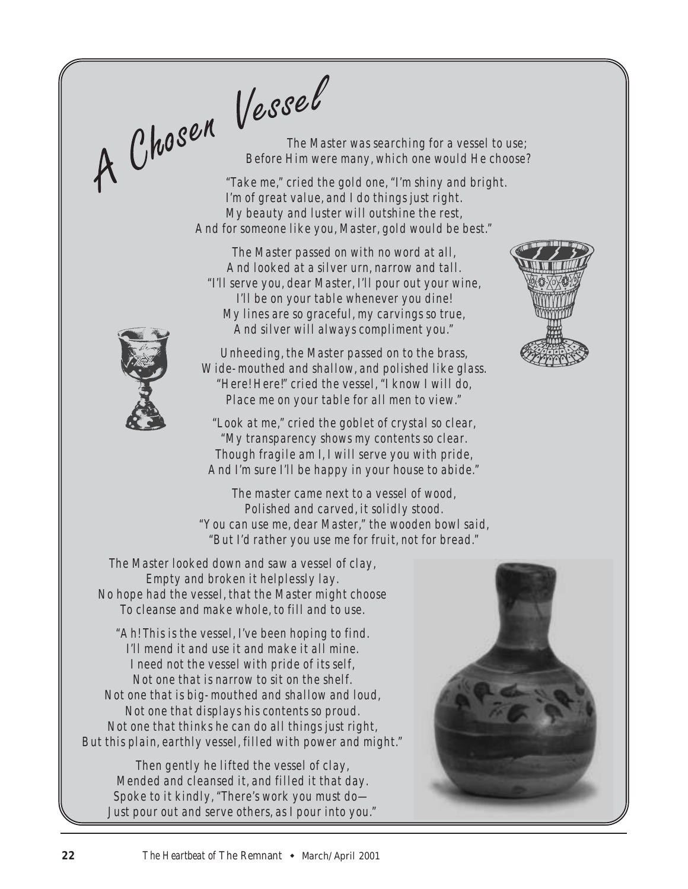# A Chosen Vessel

*The Master was searching for a vessel to use;*
*Before Him were many, which one would He choose?*

*"Take me," cried the gold one, "I'm shiny and bright.*
*I'm of great value, and I do things just right.*
*My beauty and luster will outshine the rest,*
*And for someone like you, Master, gold would be best."*

*The Master passed on with no word at all,*
*And looked at a silver urn, narrow and tall.*
*"I'll serve you, dear Master, I'll pour out your wine,*
*I'll be on your table whenever you dine!*
*My lines are so graceful, my carvings so true,*
*And silver will always compliment you."*

*Unheeding, the Master passed on to the brass,*
*Wide-mouthed and shallow, and polished like glass.*
*"Here! Here!" cried the vessel, "I know I will do,*
*Place me on your table for all men to view."*

*"Look at me," cried the goblet of crystal so clear,*
*"My transparency shows my contents so clear.*
*Though fragile am I, I will serve you with pride,*
*And I'm sure I'll be happy in your house to abide."*

*The master came next to a vessel of wood,*
*Polished and carved, it solidly stood.*
*"You can use me, dear Master," the wooden bowl said,*
*"But I'd rather you use me for fruit, not for bread."*

*The Master looked down and saw a vessel of clay,*
*Empty and broken it helplessly lay.*
*No hope had the vessel, that the Master might choose*
*To cleanse and make whole, to fill and to use.*

*"Ah! This is the vessel, I've been hoping to find.*
*I'll mend it and use it and make it all mine.*
*I need not the vessel with pride of its self,*
*Not one that is narrow to sit on the shelf.*
*Not one that is big-mouthed and shallow and loud,*
*Not one that displays his contents so proud.*
*Not one that thinks he can do all things just right,*
*But this plain, earthly vessel, filled with power and might."*

*Then gently he lifted the vessel of clay,*
*Mended and cleansed it, and filled it that day.*
*Spoke to it kindly, "There's work you must do—*
*Just pour out and serve others, as I pour into you."*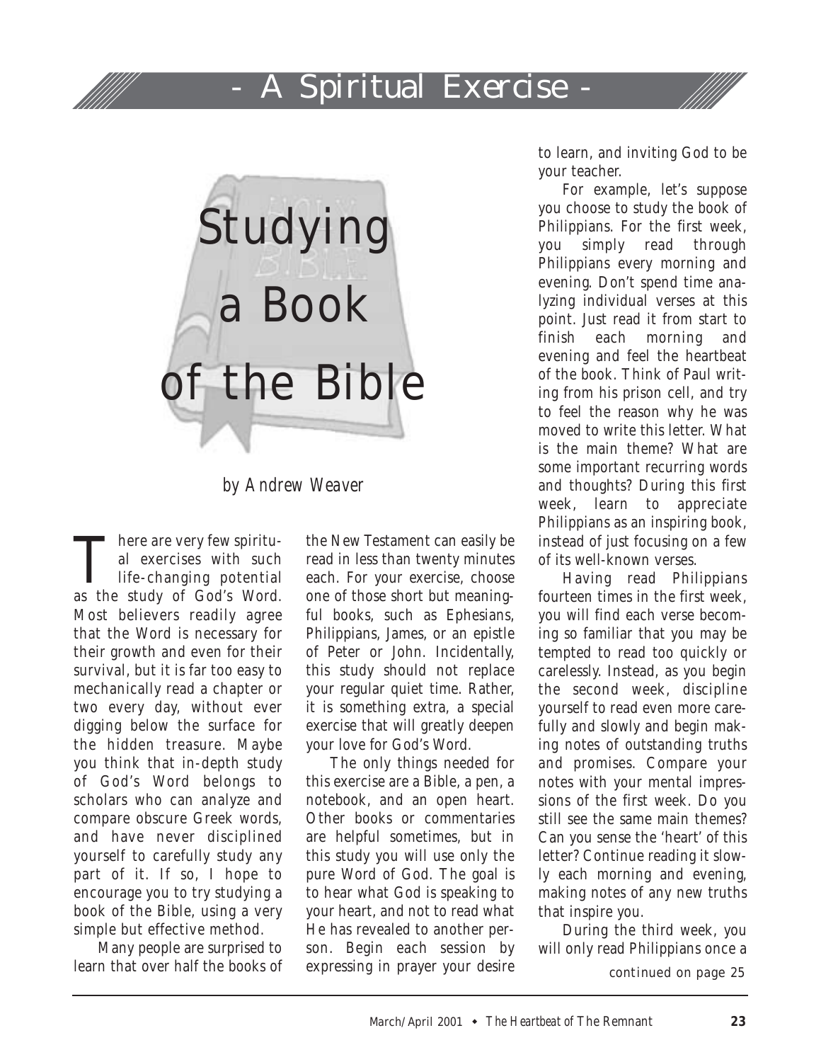- A Spiritual Exercise -

# Studying a Book of the Bible

*by Andrew Weaver*

There are very few spiritual exercises with such life-changing potential as the study of God's Word. Most believers readily agree that the Word is necessary for their growth and even for their survival, but it is far too easy to mechanically read a chapter or two every day, without ever digging below the surface for the hidden treasure. Maybe you think that in-depth study of God's Word belongs to scholars who can analyze and compare obscure Greek words, and have never disciplined yourself to carefully study any part of it. If so, I hope to encourage you to try studying a book of the Bible, using a very simple but effective method.

Many people are surprised to learn that over half the books of the New Testament can easily be read in less than twenty minutes each. For your exercise, choose one of those short but meaningful books, such as Ephesians, Philippians, James, or an epistle of Peter or John. Incidentally, this study should not replace your regular quiet time. Rather, it is something extra, a special exercise that will greatly deepen your love for God's Word.

The only things needed for this exercise are a Bible, a pen, a notebook, and an open heart. Other books or commentaries are helpful sometimes, but in this study you will use only the pure Word of God. The goal is to hear what God is speaking to your heart, and not to read what He has revealed to another person. Begin each session by expressing in prayer your desire to learn, and inviting God to be your teacher.

For example, let's suppose you choose to study the book of Philippians. For the first week, you simply read through Philippians every morning and evening. Don't spend time analyzing individual verses at this point. Just read it from start to finish each morning and evening and feel the heartbeat of the book. Think of Paul writing from his prison cell, and try to feel the reason why he was moved to write this letter. What is the main theme? What are some important recurring words and thoughts? During this first week, learn to appreciate Philippians as an inspiring book, instead of just focusing on a few of its well-known verses.

Having read Philippians fourteen times in the first week, you will find each verse becoming so familiar that you may be tempted to read too quickly or carelessly. Instead, as you begin the second week, discipline yourself to read even more carefully and slowly and begin making notes of outstanding truths and promises. Compare your notes with your mental impressions of the first week. Do you still see the same main themes? Can you sense the 'heart' of this letter? Continue reading it slowly each morning and evening, making notes of any new truths that inspire you.

During the third week, you will only read Philippians once a

*continued on page 25*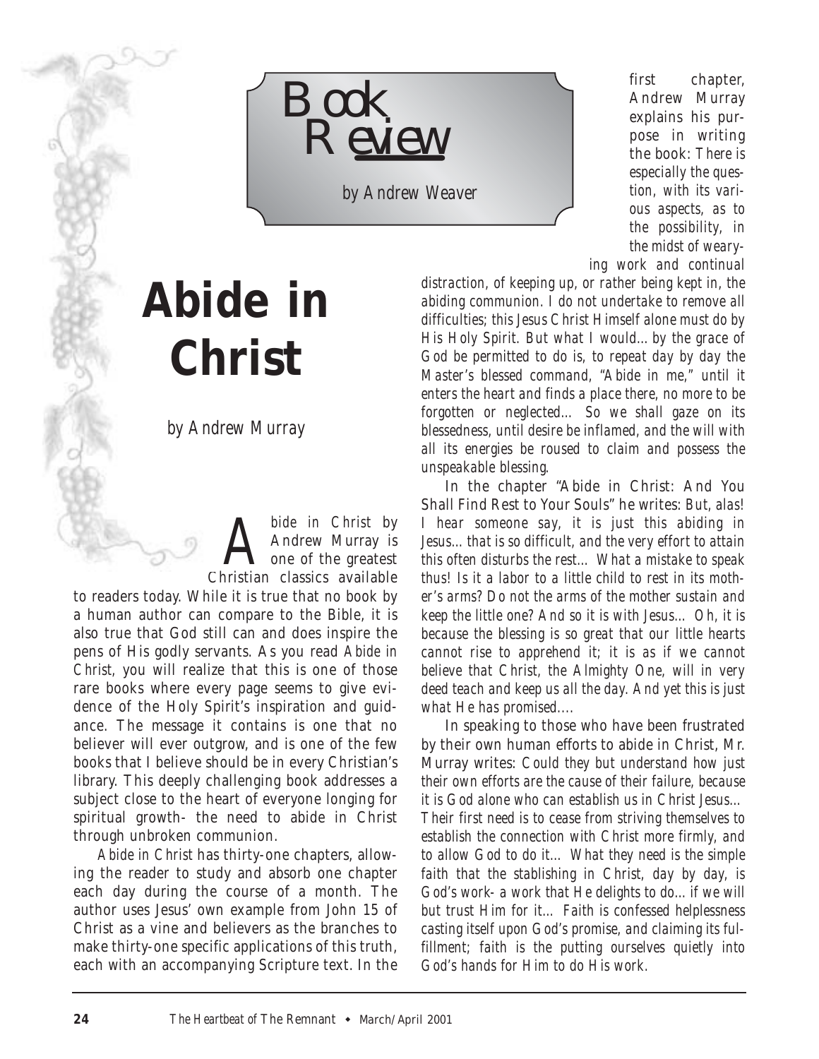# Book Review

*by Andrew Weaver*

# Abide in Christ

by Andrew Murray

*Abide in Christ* by Andrew Murray is one of the greatest Christian classics available to readers today. While it is true that no book by a human author can compare to the Bible, it is also true that God still can and does inspire the pens of His godly servants. As you read *Abide in Christ*, you will realize that this is one of those rare books where every page seems to give evidence of the Holy Spirit's inspiration and guidance. The message it contains is one that no believer will ever outgrow, and is one of the few books that I believe should be in every Christian's library. This deeply challenging book addresses a subject close to the heart of everyone longing for spiritual growth- the need to abide in Christ through unbroken communion.

*Abide in Christ* has thirty-one chapters, allowing the reader to study and absorb one chapter each day during the course of a month. The author uses Jesus' own example from John 15 of Christ as a vine and believers as the branches to make thirty-one specific applications of this truth, each with an accompanying Scripture text. In the first chapter, Andrew Murray explains his purpose in writing the book: *There is especially the question, with its various aspects, as to the possibility, in the midst of wearying work and continual distraction, of keeping up, or rather being kept in, the abiding communion. I do not undertake to remove all difficulties; this Jesus Christ Himself alone must do by His Holy Spirit. But what I would... by the grace of God be permitted to do is, to repeat day by day the Master's blessed command, "Abide in me," until it enters the heart and finds a place there, no more to be forgotten or neglected... So we shall gaze on its blessedness, until desire be inflamed, and the will with all its energies be roused to claim and possess the unspeakable blessing.*

In the chapter "Abide in Christ: And You Shall Find Rest to Your Souls" he writes: *But, alas! I hear someone say, it is just this abiding in Jesus... that is so difficult, and the very effort to attain this often disturbs the rest... What a mistake to speak thus! Is it a labor to a little child to rest in its mother's arms? Do not the arms of the mother sustain and keep the little one? And so it is with Jesus... Oh, it is because the blessing is so great that our little hearts cannot rise to apprehend it; it is as if we cannot believe that Christ, the Almighty One, will in very deed teach and keep us all the day. And yet this is just what He has promised....*

In speaking to those who have been frustrated by their own human efforts to abide in Christ, Mr. Murray writes: *Could they but understand how just their own efforts are the cause of their failure, because it is God alone who can establish us in Christ Jesus... Their first need is to cease from striving themselves to establish the connection with Christ more firmly, and to allow God to do it... What they need is the simple faith that the stablishing in Christ, day by day, is God's work- a work that He delights to do... if we will but trust Him for it... Faith is confessed helplessness casting itself upon God's promise, and claiming its fulfillment; faith is the putting ourselves quietly into God's hands for Him to do His work.*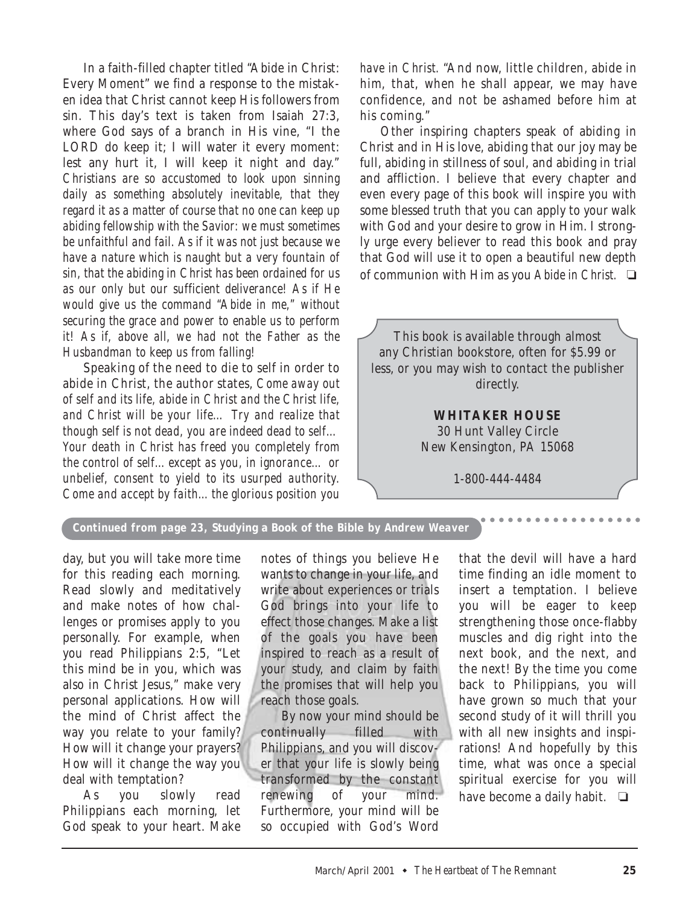In a faith-filled chapter titled "Abide in Christ: Every Moment" we find a response to the mistaken idea that Christ cannot keep His followers from sin. This day's text is taken from Isaiah 27:3, where God says of a branch in His vine, "I the LORD do keep it; I will water it every moment: lest any hurt it, I will keep it night and day." *Christians are so accustomed to look upon sinning daily as something absolutely inevitable, that they regard it as a matter of course that no one can keep up abiding fellowship with the Savior: we must sometimes be unfaithful and fail. As if it was not just because we have a nature which is naught but a very fountain of sin, that the abiding in Christ has been ordained for us as our only but our sufficient deliverance! As if He would give us the command "Abide in me," without securing the grace and power to enable us to perform it! As if, above all, we had not the Father as the Husbandman to keep us from falling!*

Speaking of the need to die to self in order to abide in Christ, the author states, *Come away out of self and its life, abide in Christ and the Christ life, and Christ will be your life… Try and realize that though self is not dead, you are indeed dead to self… Your death in Christ has freed you completely from the control of self… except as you, in ignorance… or unbelief, consent to yield to its usurped authority. Come and accept by faith… the glorious position you have in Christ.* "And now, little children, abide in him, that, when he shall appear, we may have confidence, and not be ashamed before him at his coming."

Other inspiring chapters speak of abiding in Christ and in His love, abiding that our joy may be full, abiding in stillness of soul, and abiding in trial and affliction. I believe that every chapter and even every page of this book will inspire you with some blessed truth that you can apply to your walk with God and your desire to grow in Him. I strongly urge every believer to read this book and pray that God will use it to open a beautiful new depth of communion with Him as you *Abide in Christ.* ❑

This book is available through almost any Christian bookstore, often for $5.99 or less, or you may wish to contact the publisher directly.

**WHITAKER HOUSE**
30 Hunt Valley Circle
New Kensington, PA 15068

1-800-444-4484

**Continued from page 23, Studying a Book of the Bible by Andrew Weaver**

day, but you will take more time for this reading each morning. Read slowly and meditatively and make notes of how challenges or promises apply to you personally. For example, when you read Philippians 2:5, "Let this mind be in you, which was also in Christ Jesus," make very personal applications. How will the mind of Christ affect the way you relate to your family? How will it change your prayers? How will it change the way you deal with temptation?

As you slowly read Philippians each morning, let God speak to your heart. Make notes of things you believe He wants to change in your life, and write about experiences or trials God brings into your life to effect those changes. Make a list of the goals you have been inspired to reach as a result of your study, and claim by faith the promises that will help you reach those goals.

By now your mind should be continually filled with Philippians, and you will discover that your life is slowly being transformed by the constant renewing of your mind. Furthermore, your mind will be so occupied with God's Word that the devil will have a hard time finding an idle moment to insert a temptation. I believe you will be eager to keep strengthening those once-flabby muscles and dig right into the next book, and the next, and the next! By the time you come back to Philippians, you will have grown so much that your second study of it will thrill you with all new insights and inspirations! And hopefully by this time, what was once a special spiritual exercise for you will have become a daily habit. ❑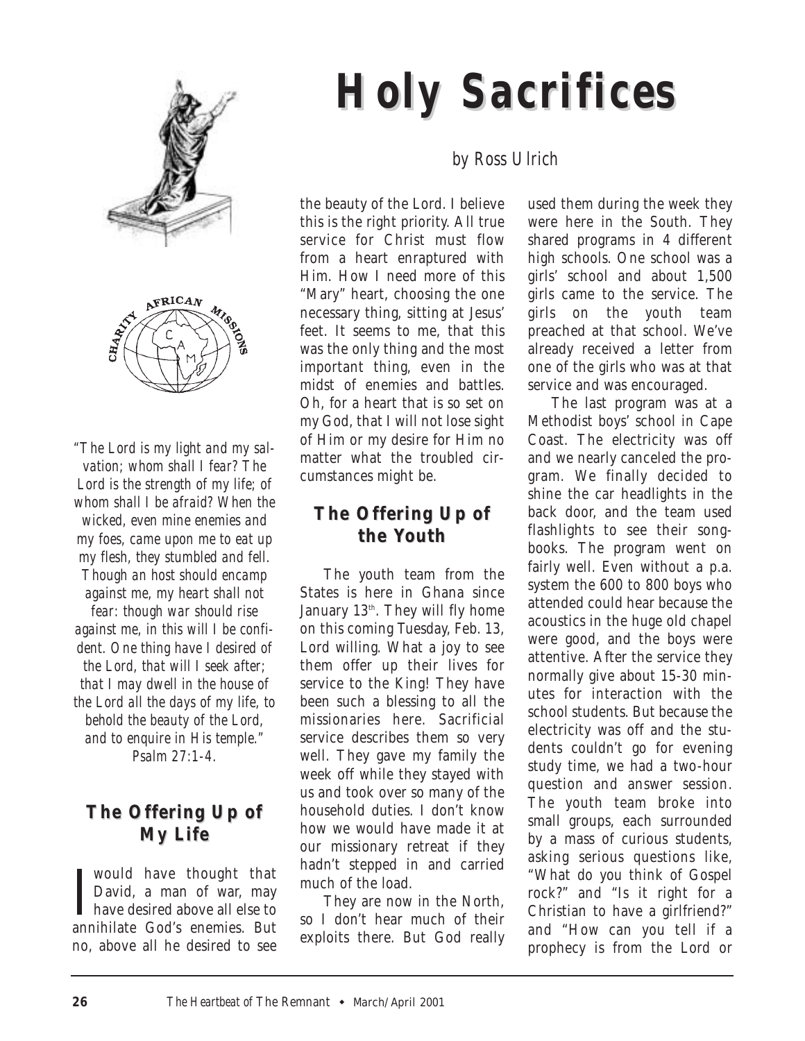# Holy Sacrifices

by Ross Ulrich

"The Lord is my light and my salvation; whom shall I fear? The Lord is the strength of my life; of whom shall I be afraid? When the wicked, even mine enemies and my foes, came upon me to eat up my flesh, they stumbled and fell. Though an host should encamp against me, my heart shall not fear: though war should rise against me, in this will I be confident. One thing have I desired of the Lord, that will I seek after; that I may dwell in the house of the Lord all the days of my life, to behold the beauty of the Lord, and to enquire in His temple." Psalm 27:1-4.

## The Offering Up of My Life

I would have thought that David, a man of war, may have desired above all else to annihilate God's enemies. But no, above all he desired to see the beauty of the Lord. I believe this is the right priority. All true service for Christ must flow from a heart enraptured with Him. How I need more of this "Mary" heart, choosing the one necessary thing, sitting at Jesus' feet. It seems to me, that this was the only thing and the most important thing, even in the midst of enemies and battles. Oh, for a heart that is so set on my God, that I will not lose sight of Him or my desire for Him no matter what the troubled circumstances might be.

## The Offering Up of the Youth

The youth team from the States is here in Ghana since January 13th. They will fly home on this coming Tuesday, Feb. 13, Lord willing. What a joy to see them offer up their lives for service to the King! They have been such a blessing to all the missionaries here. Sacrificial service describes them so very well. They gave my family the week off while they stayed with us and took over so many of the household duties. I don't know how we would have made it at our missionary retreat if they hadn't stepped in and carried much of the load.

They are now in the North, so I don't hear much of their exploits there. But God really used them during the week they were here in the South. They shared programs in 4 different high schools. One school was a girls' school and about 1,500 girls came to the service. The girls on the youth team preached at that school. We've already received a letter from one of the girls who was at that service and was encouraged.

The last program was at a Methodist boys' school in Cape Coast. The electricity was off and we nearly canceled the program. We finally decided to shine the car headlights in the back door, and the team used flashlights to see their songbooks. The program went on fairly well. Even without a p.a. system the 600 to 800 boys who attended could hear because the acoustics in the huge old chapel were good, and the boys were attentive. After the service they normally give about 15-30 minutes for interaction with the school students. But because the electricity was off and the students couldn't go for evening study time, we had a two-hour question and answer session. The youth team broke into small groups, each surrounded by a mass of curious students, asking serious questions like, "What do you think of Gospel rock?" and "Is it right for a Christian to have a girlfriend?" and "How can you tell if a prophecy is from the Lord or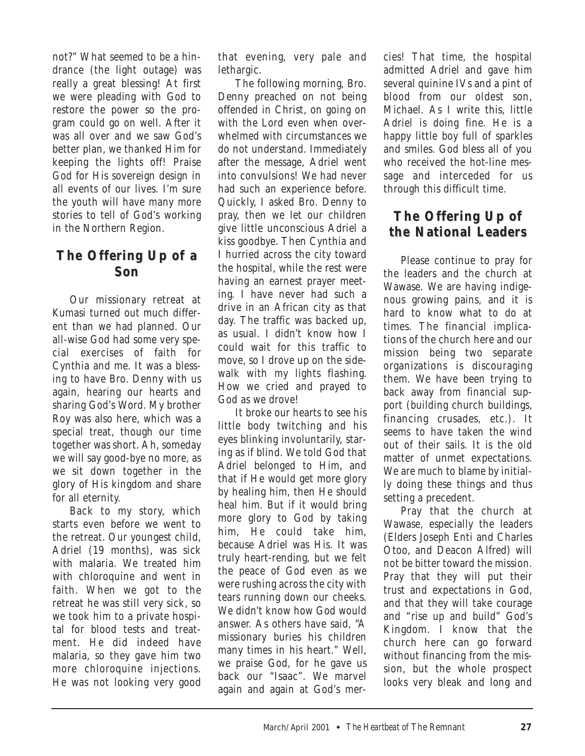not?" What seemed to be a hindrance (the light outage) was really a great blessing! At first we were pleading with God to restore the power so the program could go on well. After it was all over and we saw God's better plan, we thanked Him for keeping the lights off! Praise God for His sovereign design in all events of our lives. I'm sure the youth will have many more stories to tell of God's working in the Northern Region.

## The Offering Up of a Son

Our missionary retreat at Kumasi turned out much different than we had planned. Our all-wise God had some very special exercises of faith for Cynthia and me. It was a blessing to have Bro. Denny with us again, hearing our hearts and sharing God's Word. My brother Roy was also here, which was a special treat, though our time together was short. Ah, someday we will say good-bye no more, as we sit down together in the glory of His kingdom and share for all eternity.

Back to my story, which starts even before we went to the retreat. Our youngest child, Adriel (19 months), was sick with malaria. We treated him with chloroquine and went in faith. When we got to the retreat he was still very sick, so we took him to a private hospital for blood tests and treatment. He did indeed have malaria, so they gave him two more chloroquine injections. He was not looking very good that evening, very pale and lethargic.

The following morning, Bro. Denny preached on not being offended in Christ, on going on with the Lord even when overwhelmed with circumstances we do not understand. Immediately after the message, Adriel went into convulsions! We had never had such an experience before. Quickly, I asked Bro. Denny to pray, then we let our children give little unconscious Adriel a kiss goodbye. Then Cynthia and I hurried across the city toward the hospital, while the rest were having an earnest prayer meeting. I have never had such a drive in an African city as that day. The traffic was backed up, as usual. I didn't know how I could wait for this traffic to move, so I drove up on the sidewalk with my lights flashing. How we cried and prayed to God as we drove!

It broke our hearts to see his little body twitching and his eyes blinking involuntarily, staring as if blind. We told God that Adriel belonged to Him, and that if He would get more glory by healing him, then He should heal him. But if it would bring more glory to God by taking him, He could take him, because Adriel was His. It was truly heart-rending, but we felt the peace of God even as we were rushing across the city with tears running down our cheeks. We didn't know how God would answer. As others have said, "A missionary buries his children many times in his heart." Well, we praise God, for he gave us back our "Isaac". We marvel again and again at God's mercies! That time, the hospital admitted Adriel and gave him several quinine IVs and a pint of blood from our oldest son, Michael. As I write this, little Adriel is doing fine. He is a happy little boy full of sparkles and smiles. God bless all of you who received the hot-line message and interceded for us through this difficult time.

## The Offering Up of the National Leaders

Please continue to pray for the leaders and the church at Wawase. We are having indigenous growing pains, and it is hard to know what to do at times. The financial implications of the church here and our mission being two separate organizations is discouraging them. We have been trying to back away from financial support (building church buildings, financing crusades, etc.). It seems to have taken the wind out of their sails. It is the old matter of unmet expectations. We are much to blame by initially doing these things and thus setting a precedent.

Pray that the church at Wawase, especially the leaders (Elders Joseph Enti and Charles Otoo, and Deacon Alfred) will not be bitter toward the mission. Pray that they will put their trust and expectations in God, and that they will take courage and "rise up and build" God's Kingdom. I know that the church here can go forward without financing from the mission, but the whole prospect looks very bleak and long and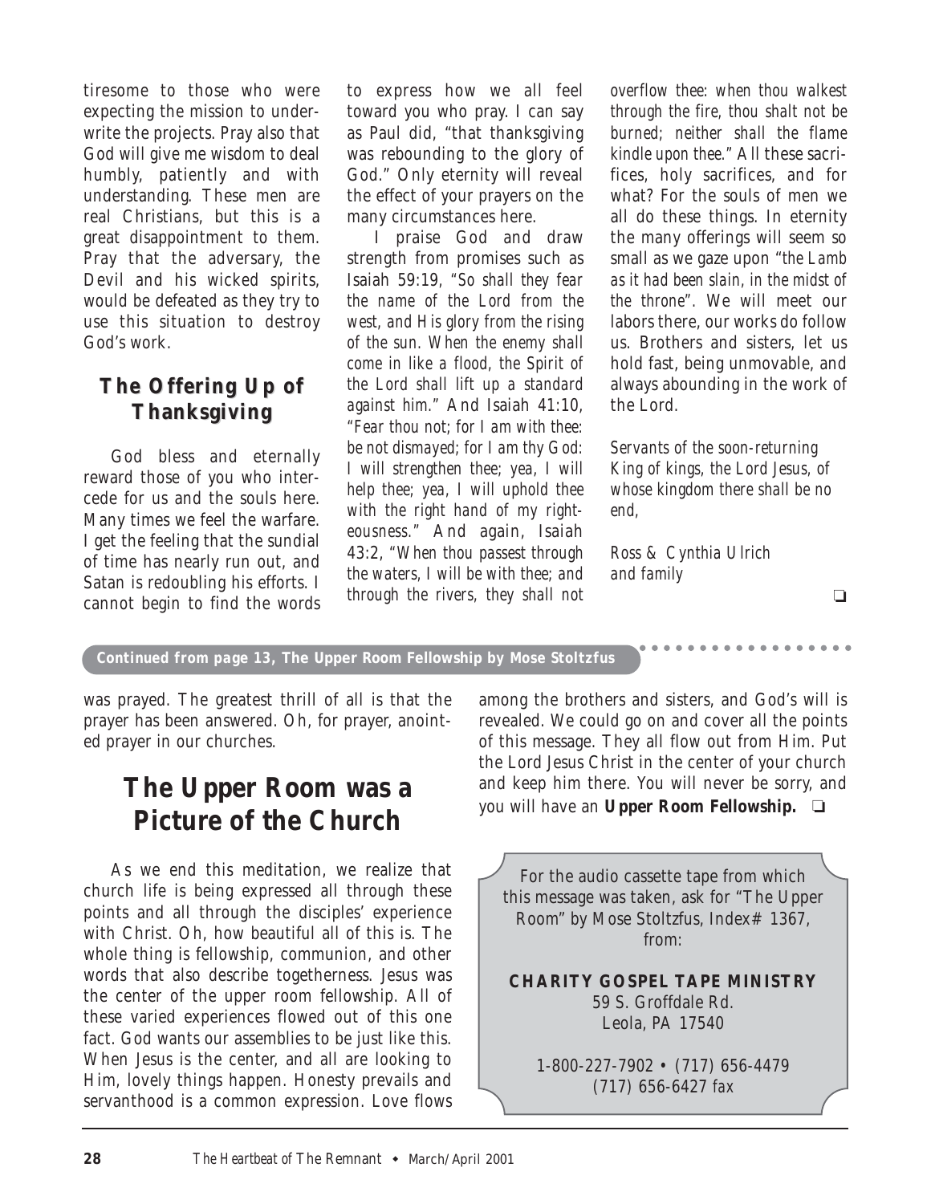tiresome to those who were expecting the mission to underwrite the projects. Pray also that God will give me wisdom to deal humbly, patiently and with understanding. These men are real Christians, but this is a great disappointment to them. Pray that the adversary, the Devil and his wicked spirits, would be defeated as they try to use this situation to destroy God's work.

## The Offering Up of Thanksgiving

God bless and eternally reward those of you who intercede for us and the souls here. Many times we feel the warfare. I get the feeling that the sundial of time has nearly run out, and Satan is redoubling his efforts. I cannot begin to find the words to express how we all feel toward you who pray. I can say as Paul did, "that thanksgiving was rebounding to the glory of God." Only eternity will reveal the effect of your prayers on the many circumstances here.

I praise God and draw strength from promises such as Isaiah 59:19, *"So shall they fear the name of the Lord from the west, and His glory from the rising of the sun. When the enemy shall come in like a flood, the Spirit of the Lord shall lift up a standard against him."* And Isaiah 41:10, *"Fear thou not; for I am with thee: be not dismayed; for I am thy God: I will strengthen thee; yea, I will help thee; yea, I will uphold thee with the right hand of my righteousness."* And again, Isaiah 43:2, *"When thou passest through the waters, I will be with thee; and through the rivers, they shall not overflow thee: when thou walkest through the fire, thou shalt not be burned; neither shall the flame kindle upon thee."* All these sacrifices, holy sacrifices, and for what? For the souls of men we all do these things. In eternity the many offerings will seem so small as we gaze upon *"the Lamb as it had been slain, in the midst of the throne"*. We will meet our labors there, our works do follow us. Brothers and sisters, let us hold fast, being unmovable, and always abounding in the work of the Lord.

*Servants of the soon-returning King of kings, the Lord Jesus, of whose kingdom there shall be no end,*

*Ross & Cynthia Ulrich and family*

❏

**Continued from page 13, The Upper Room Fellowship by Mose Stoltzfus**

was prayed. The greatest thrill of all is that the prayer has been answered. Oh, for prayer, anointed prayer in our churches.

## The Upper Room was a Picture of the Church

As we end this meditation, we realize that church life is being expressed all through these points and all through the disciples' experience with Christ. Oh, how beautiful all of this is. The whole thing is fellowship, communion, and other words that also describe togetherness. Jesus was the center of the upper room fellowship. All of these varied experiences flowed out of this one fact. God wants our assemblies to be just like this. When Jesus is the center, and all are looking to Him, lovely things happen. Honesty prevails and servanthood is a common expression. Love flows among the brothers and sisters, and God's will is revealed. We could go on and cover all the points of this message. They all flow out from Him. Put the Lord Jesus Christ in the center of your church and keep him there. You will never be sorry, and you will have an **Upper Room Fellowship.** ❏

For the audio cassette tape from which this message was taken, ask for "The Upper Room" by Mose Stoltzfus, Index# 1367, from:

**CHARITY GOSPEL TAPE MINISTRY**
59 S. Groffdale Rd.
Leola, PA 17540

1-800-227-7902 • (717) 656-4479
(717) 656-6427 *fax*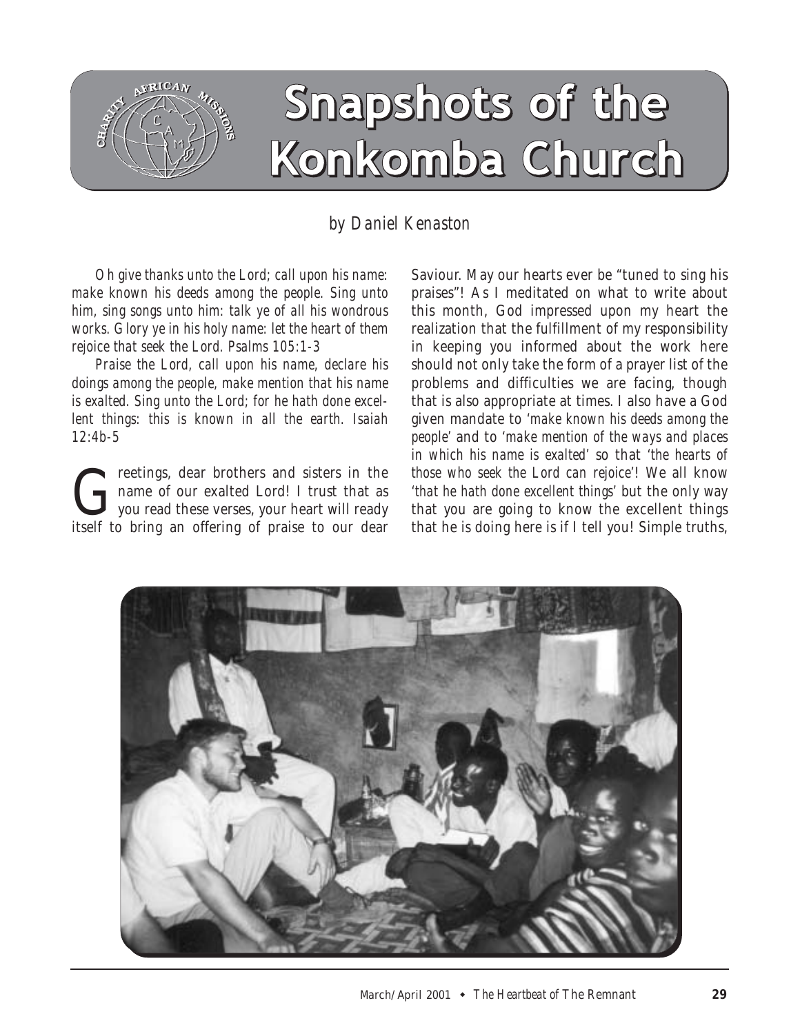# Snapshots of the Konkomba Church

by Daniel Kenaston

*Oh give thanks unto the Lord; call upon his name: make known his deeds among the people. Sing unto him, sing songs unto him: talk ye of all his wondrous works. Glory ye in his holy name: let the heart of them rejoice that seek the Lord. Psalms 105:1-3*

*Praise the Lord, call upon his name, declare his doings among the people, make mention that his name is exalted. Sing unto the Lord; for he hath done excellent things: this is known in all the earth. Isaiah 12:4b-5*

Greetings, dear brothers and sisters in the name of our exalted Lord! I trust that as you read these verses, your heart will ready itself to bring an offering of praise to our dear Saviour. May our hearts ever be "tuned to sing his praises"! As I meditated on what to write about this month, God impressed upon my heart the realization that the fulfillment of my responsibility in keeping you informed about the work here should not only take the form of a prayer list of the problems and difficulties we are facing, though that is also appropriate at times. I also have a God given mandate to '*make known his deeds among the people*' and to '*make mention of the ways and places in which his name is exalted*' so that '*the hearts of those who seek the Lord can rejoice*'! We all know '*that he hath done excellent things*' but the only way that you are going to know the excellent things that he is doing here is if I tell you! Simple truths,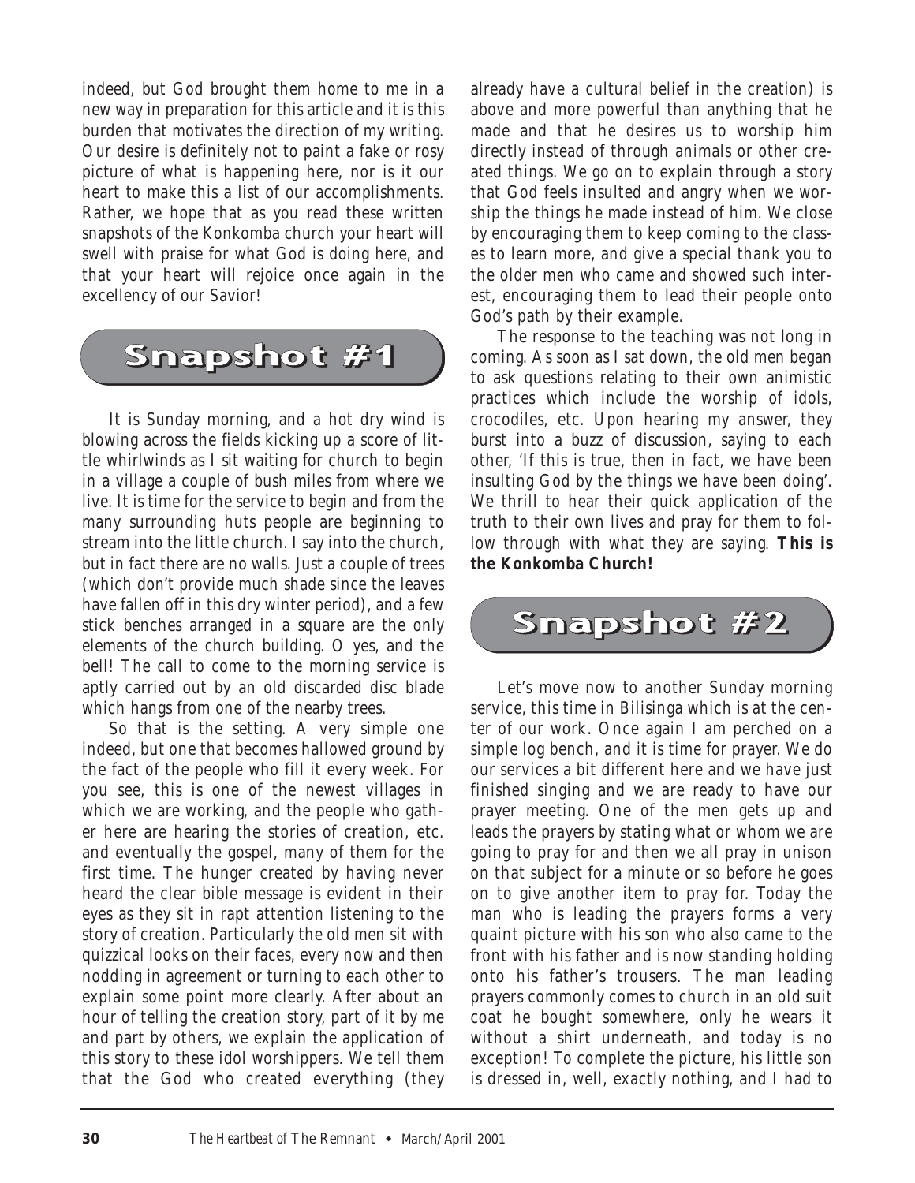indeed, but God brought them home to me in a new way in preparation for this article and it is this burden that motivates the direction of my writing. Our desire is definitely not to paint a fake or rosy picture of what is happening here, nor is it our heart to make this a list of our accomplishments. Rather, we hope that as you read these written snapshots of the Konkomba church your heart will swell with praise for what God is doing here, and that your heart will rejoice once again in the excellency of our Savior!

## Snapshot #1

It is Sunday morning, and a hot dry wind is blowing across the fields kicking up a score of little whirlwinds as I sit waiting for church to begin in a village a couple of bush miles from where we live. It is time for the service to begin and from the many surrounding huts people are beginning to stream into the little church. I say into the church, but in fact there are no walls. Just a couple of trees (which don't provide much shade since the leaves have fallen off in this dry winter period), and a few stick benches arranged in a square are the only elements of the church building. O yes, and the bell! The call to come to the morning service is aptly carried out by an old discarded disc blade which hangs from one of the nearby trees.

So that is the setting. A very simple one indeed, but one that becomes hallowed ground by the fact of the people who fill it every week. For you see, this is one of the newest villages in which we are working, and the people who gather here are hearing the stories of creation, etc. and eventually the gospel, many of them for the first time. The hunger created by having never heard the clear bible message is evident in their eyes as they sit in rapt attention listening to the story of creation. Particularly the old men sit with quizzical looks on their faces, every now and then nodding in agreement or turning to each other to explain some point more clearly. After about an hour of telling the creation story, part of it by me and part by others, we explain the application of this story to these idol worshippers. We tell them that the God who created everything (they already have a cultural belief in the creation) is above and more powerful than anything that he made and that he desires us to worship him directly instead of through animals or other created things. We go on to explain through a story that God feels insulted and angry when we worship the things he made instead of him. We close by encouraging them to keep coming to the classes to learn more, and give a special thank you to the older men who came and showed such interest, encouraging them to lead their people onto God's path by their example.

The response to the teaching was not long in coming. As soon as I sat down, the old men began to ask questions relating to their own animistic practices which include the worship of idols, crocodiles, etc. Upon hearing my answer, they burst into a buzz of discussion, saying to each other, 'If this is true, then in fact, we have been insulting God by the things we have been doing'. We thrill to hear their quick application of the truth to their own lives and pray for them to follow through with what they are saying. **This is the Konkomba Church!**

## Snapshot #2

Let's move now to another Sunday morning service, this time in Bilisinga which is at the center of our work. Once again I am perched on a simple log bench, and it is time for prayer. We do our services a bit different here and we have just finished singing and we are ready to have our prayer meeting. One of the men gets up and leads the prayers by stating what or whom we are going to pray for and then we all pray in unison on that subject for a minute or so before he goes on to give another item to pray for. Today the man who is leading the prayers forms a very quaint picture with his son who also came to the front with his father and is now standing holding onto his father's trousers. The man leading prayers commonly comes to church in an old suit coat he bought somewhere, only he wears it without a shirt underneath, and today is no exception! To complete the picture, his little son is dressed in, well, exactly nothing, and I had to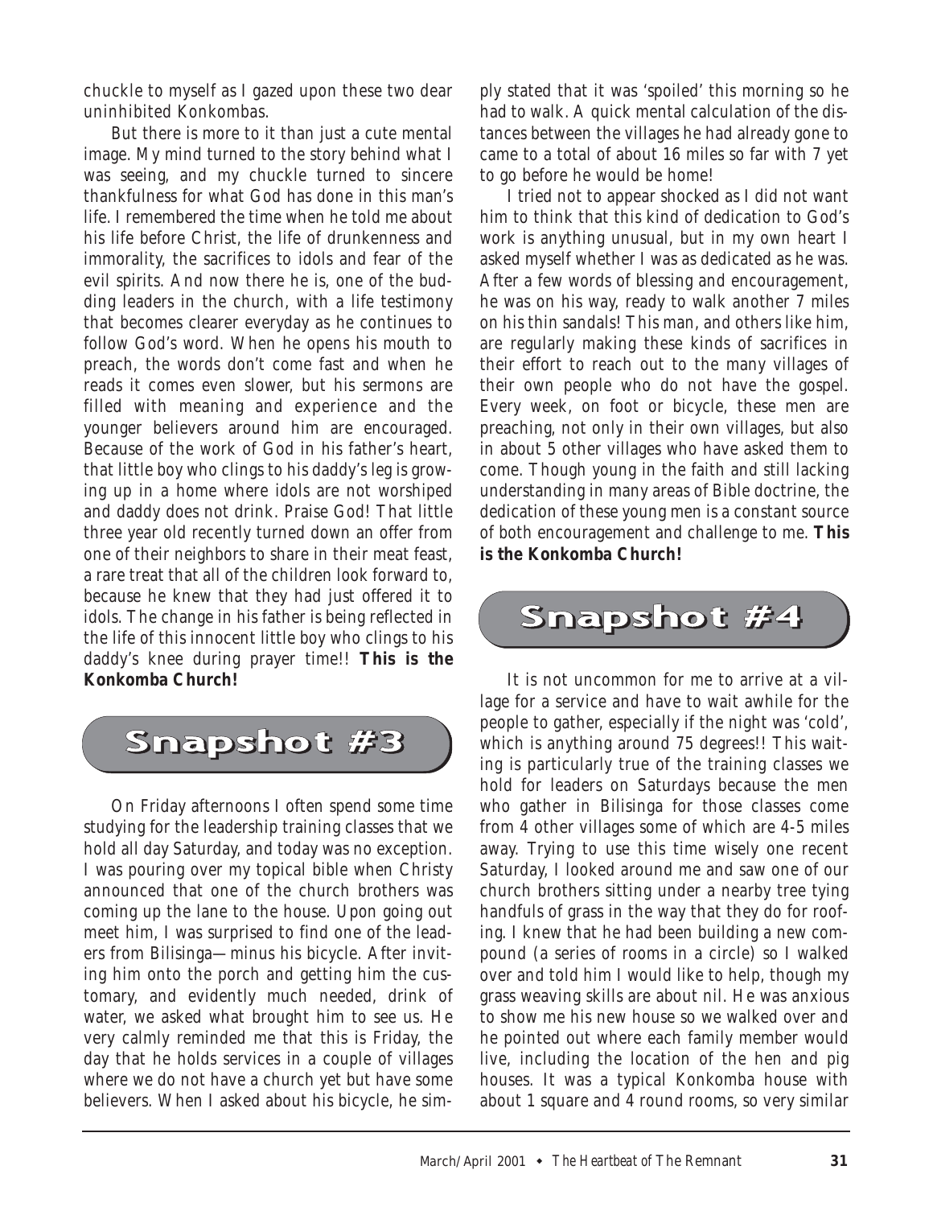chuckle to myself as I gazed upon these two dear uninhibited Konkombas.

But there is more to it than just a cute mental image. My mind turned to the story behind what I was seeing, and my chuckle turned to sincere thankfulness for what God has done in this man's life. I remembered the time when he told me about his life before Christ, the life of drunkenness and immorality, the sacrifices to idols and fear of the evil spirits. And now there he is, one of the budding leaders in the church, with a life testimony that becomes clearer everyday as he continues to follow God's word. When he opens his mouth to preach, the words don't come fast and when he reads it comes even slower, but his sermons are filled with meaning and experience and the younger believers around him are encouraged. Because of the work of God in his father's heart, that little boy who clings to his daddy's leg is growing up in a home where idols are not worshiped and daddy does not drink. Praise God! That little three year old recently turned down an offer from one of their neighbors to share in their meat feast, a rare treat that all of the children look forward to, because he knew that they had just offered it to idols. The change in his father is being reflected in the life of this innocent little boy who clings to his daddy's knee during prayer time!! **This is the Konkomba Church!**

## Snapshot #3

On Friday afternoons I often spend some time studying for the leadership training classes that we hold all day Saturday, and today was no exception. I was pouring over my topical bible when Christy announced that one of the church brothers was coming up the lane to the house. Upon going out meet him, I was surprised to find one of the leaders from Bilisinga—minus his bicycle. After inviting him onto the porch and getting him the customary, and evidently much needed, drink of water, we asked what brought him to see us. He very calmly reminded me that this is Friday, the day that he holds services in a couple of villages where we do not have a church yet but have some believers. When I asked about his bicycle, he simply stated that it was 'spoiled' this morning so he had to walk. A quick mental calculation of the distances between the villages he had already gone to came to a total of about 16 miles so far with 7 yet to go before he would be home!

I tried not to appear shocked as I did not want him to think that this kind of dedication to God's work is anything unusual, but in my own heart I asked myself whether I was as dedicated as he was. After a few words of blessing and encouragement, he was on his way, ready to walk another 7 miles on his thin sandals! This man, and others like him, are regularly making these kinds of sacrifices in their effort to reach out to the many villages of their own people who do not have the gospel. Every week, on foot or bicycle, these men are preaching, not only in their own villages, but also in about 5 other villages who have asked them to come. Though young in the faith and still lacking understanding in many areas of Bible doctrine, the dedication of these young men is a constant source of both encouragement and challenge to me. **This is the Konkomba Church!**

## Snapshot #4

It is not uncommon for me to arrive at a village for a service and have to wait awhile for the people to gather, especially if the night was 'cold', which is anything around 75 degrees!! This waiting is particularly true of the training classes we hold for leaders on Saturdays because the men who gather in Bilisinga for those classes come from 4 other villages some of which are 4-5 miles away. Trying to use this time wisely one recent Saturday, I looked around me and saw one of our church brothers sitting under a nearby tree tying handfuls of grass in the way that they do for roofing. I knew that he had been building a new compound (a series of rooms in a circle) so I walked over and told him I would like to help, though my grass weaving skills are about nil. He was anxious to show me his new house so we walked over and he pointed out where each family member would live, including the location of the hen and pig houses. It was a typical Konkomba house with about 1 square and 4 round rooms, so very similar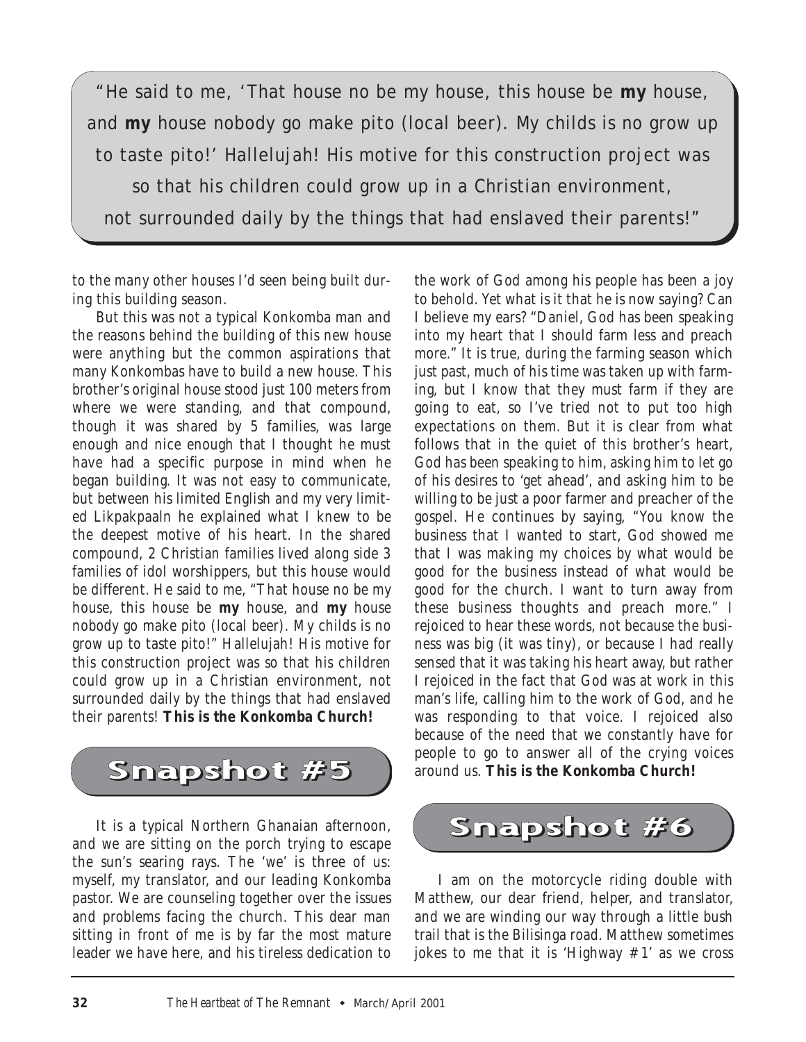> "He said to me, 'That house no be my house, this house be **my** house, and **my** house nobody go make pito (local beer). My childs is no grow up to taste pito!' Hallelujah! His motive for this construction project was so that his children could grow up in a Christian environment, not surrounded daily by the things that had enslaved their parents!"

to the many other houses I'd seen being built during this building season.

But this was not a typical Konkomba man and the reasons behind the building of this new house were anything but the common aspirations that many Konkombas have to build a new house. This brother's original house stood just 100 meters from where we were standing, and that compound, though it was shared by 5 families, was large enough and nice enough that I thought he must have had a specific purpose in mind when he began building. It was not easy to communicate, but between his limited English and my very limited Likpakpaaln he explained what I knew to be the deepest motive of his heart. In the shared compound, 2 Christian families lived along side 3 families of idol worshippers, but this house would be different. He said to me, "That house no be my house, this house be **my** house, and **my** house nobody go make pito (local beer). My childs is no grow up to taste pito!" Hallelujah! His motive for this construction project was so that his children could grow up in a Christian environment, not surrounded daily by the things that had enslaved their parents! **This is the Konkomba Church!**

## Snapshot #5

It is a typical Northern Ghanaian afternoon, and we are sitting on the porch trying to escape the sun's searing rays. The 'we' is three of us: myself, my translator, and our leading Konkomba pastor. We are counseling together over the issues and problems facing the church. This dear man sitting in front of me is by far the most mature leader we have here, and his tireless dedication to the work of God among his people has been a joy to behold. Yet what is it that he is now saying? Can I believe my ears? "Daniel, God has been speaking into my heart that I should farm less and preach more." It is true, during the farming season which just past, much of his time was taken up with farming, but I know that they must farm if they are going to eat, so I've tried not to put too high expectations on them. But it is clear from what follows that in the quiet of this brother's heart, God has been speaking to him, asking him to let go of his desires to 'get ahead', and asking him to be willing to be just a poor farmer and preacher of the gospel. He continues by saying, "You know the business that I wanted to start, God showed me that I was making my choices by what would be good for the business instead of what would be good for the church. I want to turn away from these business thoughts and preach more." I rejoiced to hear these words, not because the business was big (it was tiny), or because I had really sensed that it was taking his heart away, but rather I rejoiced in the fact that God was at work in this man's life, calling him to the work of God, and he was responding to that voice. I rejoiced also because of the need that we constantly have for people to go to answer all of the crying voices around us. **This is the Konkomba Church!**

## Snapshot #6

I am on the motorcycle riding double with Matthew, our dear friend, helper, and translator, and we are winding our way through a little bush trail that is the Bilisinga road. Matthew sometimes jokes to me that it is 'Highway #1' as we cross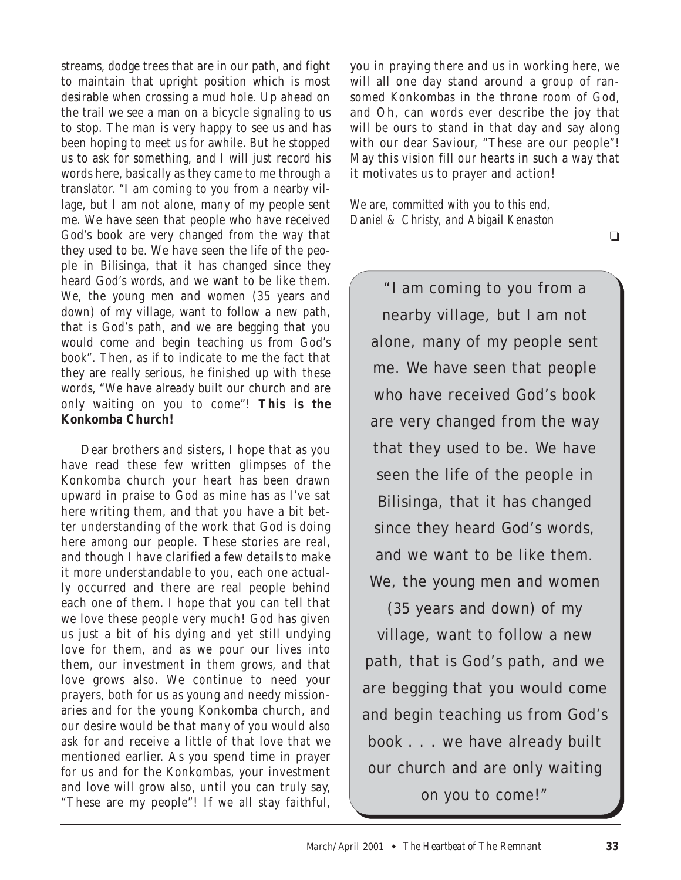streams, dodge trees that are in our path, and fight to maintain that upright position which is most desirable when crossing a mud hole. Up ahead on the trail we see a man on a bicycle signaling to us to stop. The man is very happy to see us and has been hoping to meet us for awhile. But he stopped us to ask for something, and I will just record his words here, basically as they came to me through a translator. "I am coming to you from a nearby village, but I am not alone, many of my people sent me. We have seen that people who have received God's book are very changed from the way that they used to be. We have seen the life of the people in Bilisinga, that it has changed since they heard God's words, and we want to be like them. We, the young men and women (35 years and down) of my village, want to follow a new path, that is God's path, and we are begging that you would come and begin teaching us from God's book". Then, as if to indicate to me the fact that they are really serious, he finished up with these words, "We have already built our church and are only waiting on you to come"! **This is the Konkomba Church!**

Dear brothers and sisters, I hope that as you have read these few written glimpses of the Konkomba church your heart has been drawn upward in praise to God as mine has as I've sat here writing them, and that you have a bit better understanding of the work that God is doing here among our people. These stories are real, and though I have clarified a few details to make it more understandable to you, each one actually occurred and there are real people behind each one of them. I hope that you can tell that we love these people very much! God has given us just a bit of his dying and yet still undying love for them, and as we pour our lives into them, our investment in them grows, and that love grows also. We continue to need your prayers, both for us as young and needy missionaries and for the young Konkomba church, and our desire would be that many of you would also ask for and receive a little of that love that we mentioned earlier. As you spend time in prayer for us and for the Konkombas, your investment and love will grow also, until you can truly say, "These are my people"! If we all stay faithful, you in praying there and us in working here, we will all one day stand around a group of ransomed Konkombas in the throne room of God, and Oh, can words ever describe the joy that will be ours to stand in that day and say along with our dear Saviour, "These are our people"! May this vision fill our hearts in such a way that it motivates us to prayer and action!

*We are, committed with you to this end,*
*Daniel & Christy, and Abigail Kenaston*

❑

> "I am coming to you from a nearby village, but I am not alone, many of my people sent me. We have seen that people who have received God's book are very changed from the way that they used to be. We have seen the life of the people in Bilisinga, that it has changed since they heard God's words, and we want to be like them. We, the young men and women (35 years and down) of my village, want to follow a new path, that is God's path, and we are begging that you would come and begin teaching us from God's book . . . we have already built our church and are only waiting on you to come!"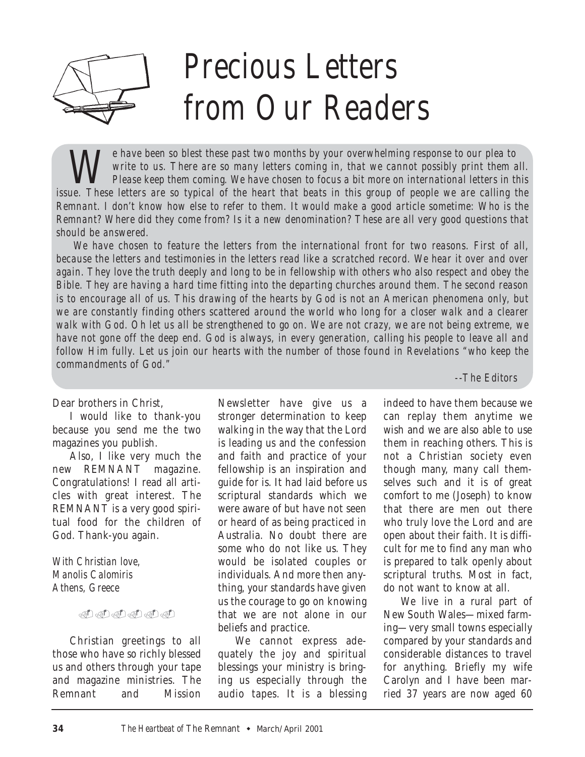# Precious Letters from Our Readers

*We have been so blest these past two months by your overwhelming response to our plea to write to us. There are so many letters coming in, that we cannot possibly print them all. Please keep them coming. We have chosen to focus a bit more on international letters in this issue. These letters are so typical of the heart that beats in this group of people we are calling the Remnant. I don't know how else to refer to them. It would make a good article sometime: Who is the Remnant? Where did they come from? Is it a new denomination? These are all very good questions that should be answered.*

*We have chosen to feature the letters from the international front for two reasons. First of all, because the letters and testimonies in the letters read like a scratched record. We hear it over and over again. They love the truth deeply and long to be in fellowship with others who also respect and obey the Bible. They are having a hard time fitting into the departing churches around them. The second reason is to encourage all of us. This drawing of the hearts by God is not an American phenomena only, but we are constantly finding others scattered around the world who long for a closer walk and a clearer walk with God. Oh let us all be strengthened to go on. We are not crazy, we are not being extreme, we have not gone off the deep end. God is always, in every generation, calling his people to leave all and follow Him fully. Let us join our hearts with the number of those found in Revelations "who keep the commandments of God."*

*--The Editors*

Dear brothers in Christ,

I would like to thank-you because you send me the two magazines you publish.

Also, I like very much the new REMNANT magazine. Congratulations! I read all articles with great interest. The REMNANT is a very good spiritual food for the children of God. Thank-you again.

*With Christian love,*
*Manolis Calomiris*
*Athens, Greece*

Christian greetings to all those who have so richly blessed us and others through your tape and magazine ministries. The Remnant and Mission Newsletter have give us a stronger determination to keep walking in the way that the Lord is leading us and the confession and faith and practice of your fellowship is an inspiration and guide for is. It had laid before us scriptural standards which we were aware of but have not seen or heard of as being practiced in Australia. No doubt there are some who do not like us. They would be isolated couples or individuals. And more then anything, your standards have given us the courage to go on knowing that we are not alone in our beliefs and practice.

We cannot express adequately the joy and spiritual blessings your ministry is bringing us especially through the audio tapes. It is a blessing indeed to have them because we can replay them anytime we wish and we are also able to use them in reaching others. This is not a Christian society even though many, many call themselves such and it is of great comfort to me (Joseph) to know that there are men out there who truly love the Lord and are open about their faith. It is difficult for me to find any man who is prepared to talk openly about scriptural truths. Most in fact, do not want to know at all.

We live in a rural part of New South Wales—mixed farming—very small towns especially compared by your standards and considerable distances to travel for anything. Briefly my wife Carolyn and I have been married 37 years are now aged 60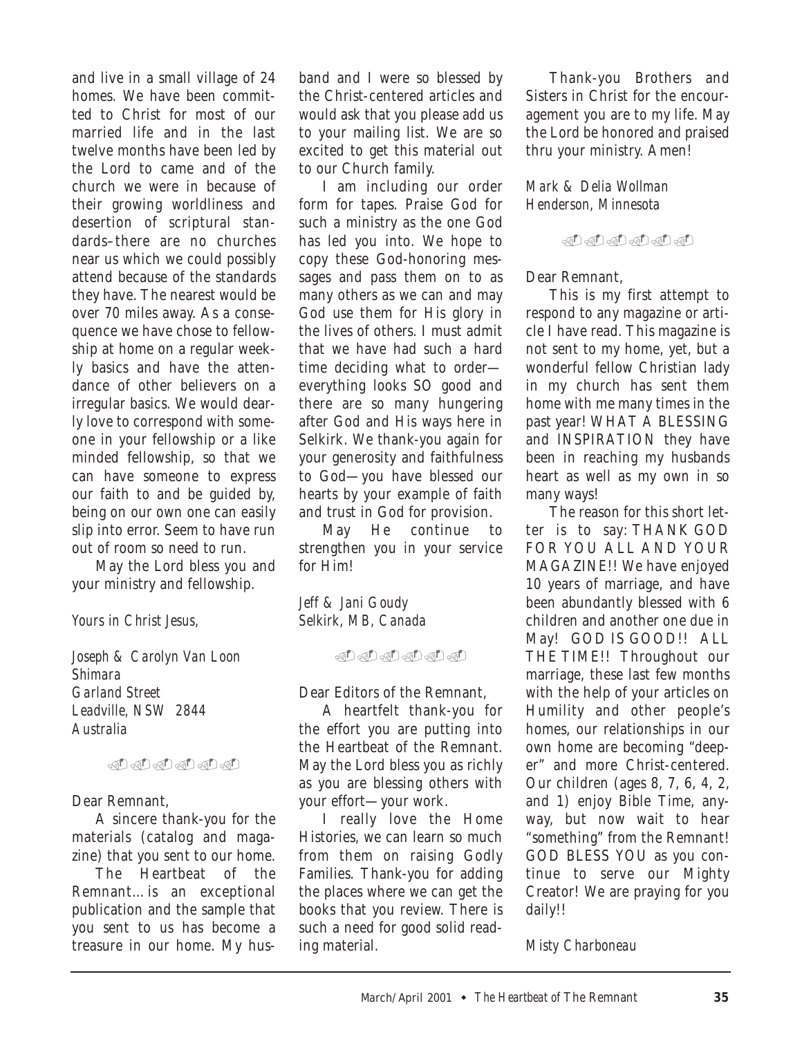and live in a small village of 24 homes. We have been committed to Christ for most of our married life and in the last twelve months have been led by the Lord to came and of the church we were in because of their growing worldliness and desertion of scriptural standards–there are no churches near us which we could possibly attend because of the standards they have. The nearest would be over 70 miles away. As a consequence we have chose to fellowship at home on a regular weekly basics and have the attendance of other believers on a irregular basics. We would dearly love to correspond with someone in your fellowship or a like minded fellowship, so that we can have someone to express our faith to and be guided by, being on our own one can easily slip into error. Seem to have run out of room so need to run.

May the Lord bless you and your ministry and fellowship.

*Yours in Christ Jesus,*

*Joseph & Carolyn Van Loon*
*Shimara*
*Garland Street*
*Leadville, NSW 2844*
*Australia*

Dear Remnant,

A sincere thank-you for the materials (catalog and magazine) that you sent to our home.

The Heartbeat of the Remnant…is an exceptional publication and the sample that you sent to us has become a treasure in our home. My husband and I were so blessed by the Christ-centered articles and would ask that you please add us to your mailing list. We are so excited to get this material out to our Church family.

I am including our order form for tapes. Praise God for such a ministry as the one God has led you into. We hope to copy these God-honoring messages and pass them on to as many others as we can and may God use them for His glory in the lives of others. I must admit that we have had such a hard time deciding what to order—everything looks SO good and there are so many hungering after God and His ways here in Selkirk. We thank-you again for your generosity and faithfulness to God—you have blessed our hearts by your example of faith and trust in God for provision.

May He continue to strengthen you in your service for Him!

*Jeff & Jani Goudy*
*Selkirk, MB, Canada*

Dear Editors of the Remnant,

A heartfelt thank-you for the effort you are putting into the Heartbeat of the Remnant. May the Lord bless you as richly as you are blessing others with your effort—your work.

I really love the Home Histories, we can learn so much from them on raising Godly Families. Thank-you for adding the places where we can get the books that you review. There is such a need for good solid reading material.

Thank-you Brothers and Sisters in Christ for the encouragement you are to my life. May the Lord be honored and praised thru your ministry. Amen!

*Mark & Delia Wollman*
*Henderson, Minnesota*

Dear Remnant,

This is my first attempt to respond to any magazine or article I have read. This magazine is not sent to my home, yet, but a wonderful fellow Christian lady in my church has sent them home with me many times in the past year! WHAT A BLESSING and INSPIRATION they have been in reaching my husbands heart as well as my own in so many ways!

The reason for this short letter is to say: THANK GOD FOR YOU ALL AND YOUR MAGAZINE!! We have enjoyed 10 years of marriage, and have been abundantly blessed with 6 children and another one due in May! GOD IS GOOD!! ALL THE TIME!! Throughout our marriage, these last few months with the help of your articles on Humility and other people's homes, our relationships in our own home are becoming "deeper" and more Christ-centered. Our children (ages 8, 7, 6, 4, 2, and 1) enjoy Bible Time, anyway, but now wait to hear "something" from the Remnant! GOD BLESS YOU as you continue to serve our Mighty Creator! We are praying for you daily!!

*Misty Charboneau*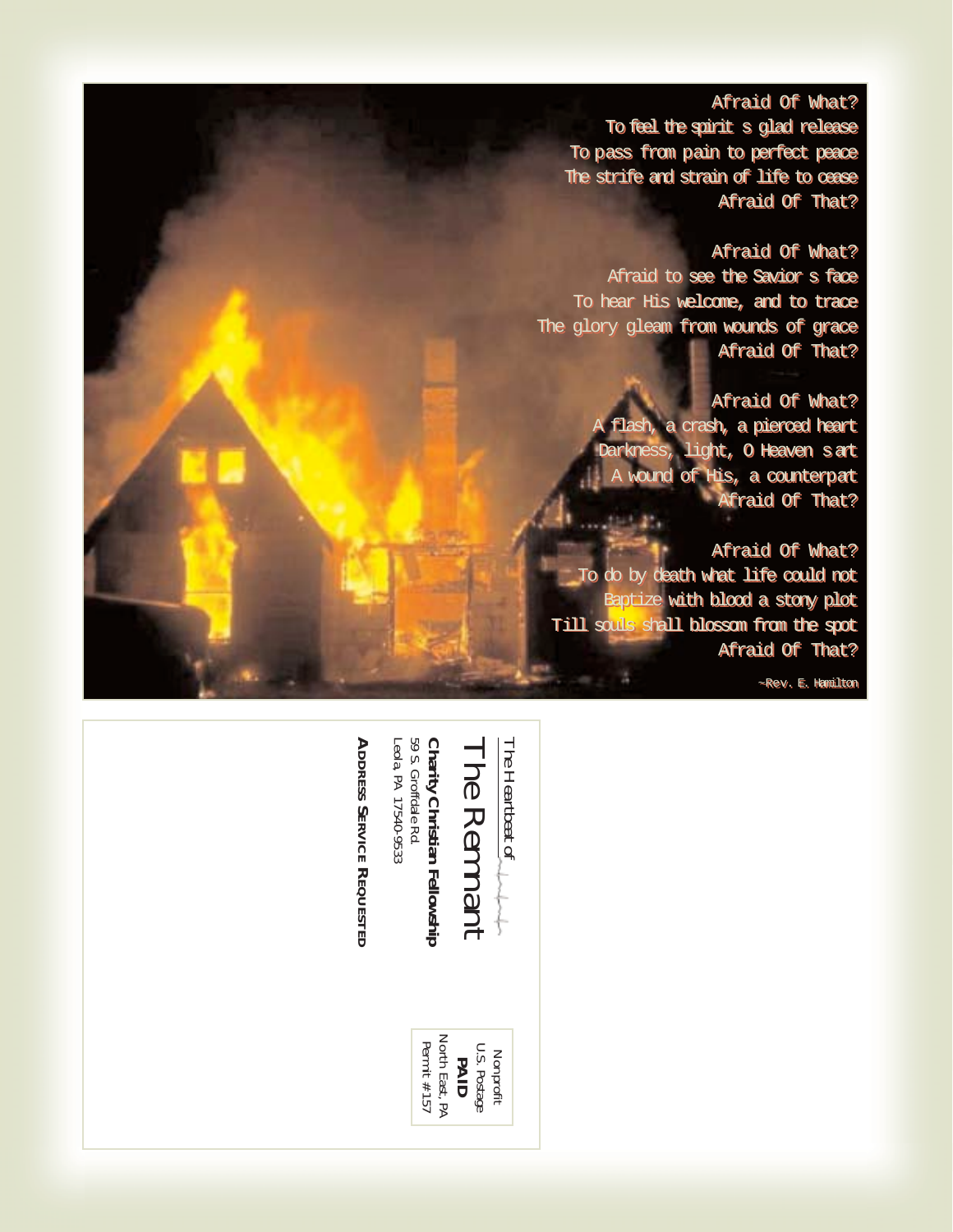Afraid Of What?
To feel the spirit s glad release
To pass from pain to perfect peace
The strife and strain of life to cease
Afraid Of That?

Afraid Of What?
Afraid to see the Savior s face
To hear His welcome, and to trace
The glory gleam from wounds of grace
Afraid Of That?

Afraid Of What?
A flash, a crash, a pierced heart
Darkness, light, O Heaven s art
A wound of His, a counterpart
Afraid Of That?

Afraid Of What?
To do by death what life could not
Baptize with blood a stony plot
Till souls shall blossom from the spot
Afraid Of That?

~Rev. E. Hamilton

The Heartbeat of

The Remnant

**Charity Christian Fellowship**
59 S. Groffdale Rd.
Leola PA 17540-9533

**ADDRESS SERVICE REQUESTED**

Nonprofit
U.S. Postage
**PAID**
North East, PA
Permit #157